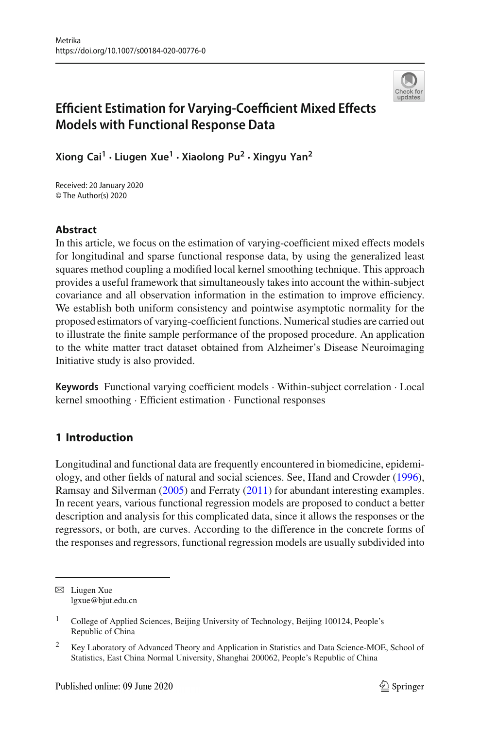# Efficient Estimation for Varying-Coefficient Mixed Effects Models with Functional Response Data

**Xiong Cai[1] · Liugen Xue[1] · Xiaolong Pu[2] · Xingyu Yan[2]**

Received: 20 January 2020
© The Author(s) 2020

## Abstract

In this article, we focus on the estimation of varying-coefficient mixed effects models for longitudinal and sparse functional response data, by using the generalized least squares method coupling a modified local kernel smoothing technique. This approach provides a useful framework that simultaneously takes into account the within-subject covariance and all observation information in the estimation to improve efficiency. We establish both uniform consistency and pointwise asymptotic normality for the proposed estimators of varying-coefficient functions. Numerical studies are carried out to illustrate the finite sample performance of the proposed procedure. An application to the white matter tract dataset obtained from Alzheimer's Disease Neuroimaging Initiative study is also provided.

**Keywords** Functional varying coefficient models · Within-subject correlation · Local kernel smoothing · Efficient estimation · Functional responses

## 1 Introduction

Longitudinal and functional data are frequently encountered in biomedicine, epidemiology, and other fields of natural and social sciences. See, Hand and Crowder (1996), Ramsay and Silverman (2005) and Ferraty (2011) for abundant interesting examples. In recent years, various functional regression models are proposed to conduct a better description and analysis for this complicated data, since it allows the responses or the regressors, or both, are curves. According to the difference in the concrete forms of the responses and regressors, functional regression models are usually subdivided into

---

✉ Liugen Xue
lgxue@bjut.edu.cn

[1] College of Applied Sciences, Beijing University of Technology, Beijing 100124, People's Republic of China

[2] Key Laboratory of Advanced Theory and Application in Statistics and Data Science-MOE, School of Statistics, East China Normal University, Shanghai 200062, People's Republic of China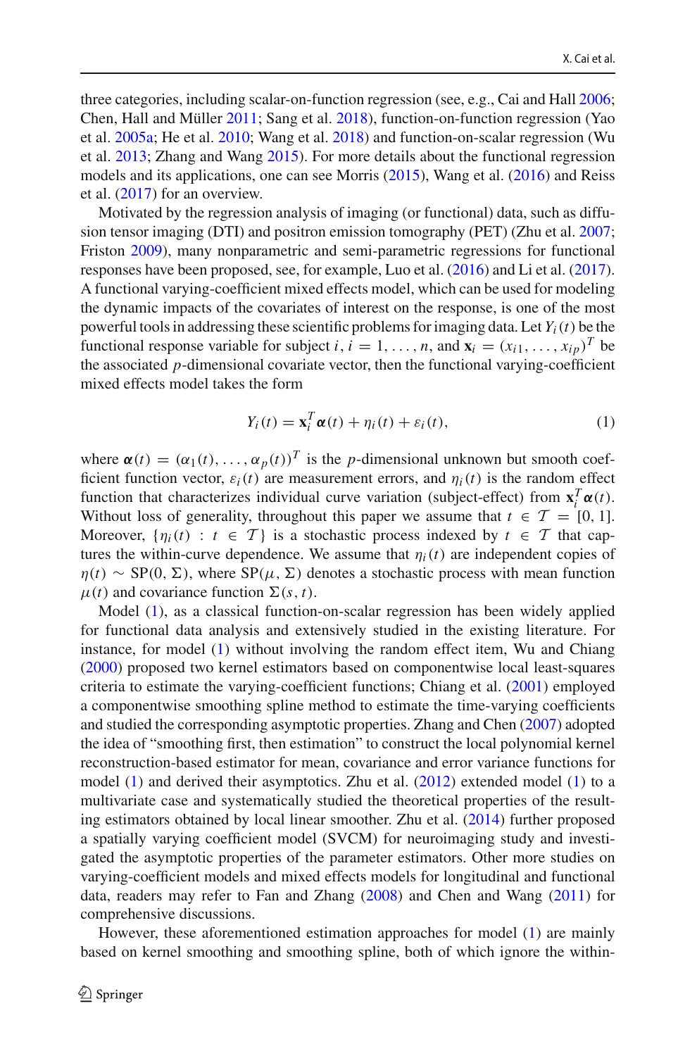three categories, including scalar-on-function regression (see, e.g., Cai and Hall 2006; Chen, Hall and Müller 2011; Sang et al. 2018), function-on-function regression (Yao et al. 2005a; He et al. 2010; Wang et al. 2018) and function-on-scalar regression (Wu et al. 2013; Zhang and Wang 2015). For more details about the functional regression models and its applications, one can see Morris (2015), Wang et al. (2016) and Reiss et al. (2017) for an overview.

Motivated by the regression analysis of imaging (or functional) data, such as diffusion tensor imaging (DTI) and positron emission tomography (PET) (Zhu et al. 2007; Friston 2009), many nonparametric and semi-parametric regressions for functional responses have been proposed, see, for example, Luo et al. (2016) and Li et al. (2017). A functional varying-coefficient mixed effects model, which can be used for modeling the dynamic impacts of the covariates of interest on the response, is one of the most powerful tools in addressing these scientific problems for imaging data. Let $Y_i(t)$ be the functional response variable for subject $i$, $i = 1, \ldots, n$, and $\mathbf{x}_i = (x_{i1}, \ldots, x_{ip})^T$ be the associated $p$-dimensional covariate vector, then the functional varying-coefficient mixed effects model takes the form

$$Y_i(t) = \mathbf{x}_i^T \boldsymbol{\alpha}(t) + \eta_i(t) + \varepsilon_i(t), \tag{1}$$

where $\boldsymbol{\alpha}(t) = (\alpha_1(t), \ldots, \alpha_p(t))^T$ is the $p$-dimensional unknown but smooth coefficient function vector, $\varepsilon_i(t)$ are measurement errors, and $\eta_i(t)$ is the random effect function that characterizes individual curve variation (subject-effect) from $\mathbf{x}_i^T \boldsymbol{\alpha}(t)$. Without loss of generality, throughout this paper we assume that $t \in \mathcal{T} = [0, 1]$. Moreover, $\{\eta_i(t) : t \in \mathcal{T}\}$ is a stochastic process indexed by $t \in \mathcal{T}$ that captures the within-curve dependence. We assume that $\eta_i(t)$ are independent copies of $\eta(t) \sim \text{SP}(0, \Sigma)$, where $\text{SP}(\mu, \Sigma)$ denotes a stochastic process with mean function $\mu(t)$ and covariance function $\Sigma(s, t)$.

Model (1), as a classical function-on-scalar regression has been widely applied for functional data analysis and extensively studied in the existing literature. For instance, for model (1) without involving the random effect item, Wu and Chiang (2000) proposed two kernel estimators based on componentwise local least-squares criteria to estimate the varying-coefficient functions; Chiang et al. (2001) employed a componentwise smoothing spline method to estimate the time-varying coefficients and studied the corresponding asymptotic properties. Zhang and Chen (2007) adopted the idea of "smoothing first, then estimation" to construct the local polynomial kernel reconstruction-based estimator for mean, covariance and error variance functions for model (1) and derived their asymptotics. Zhu et al. (2012) extended model (1) to a multivariate case and systematically studied the theoretical properties of the resulting estimators obtained by local linear smoother. Zhu et al. (2014) further proposed a spatially varying coefficient model (SVCM) for neuroimaging study and investigated the asymptotic properties of the parameter estimators. Other more studies on varying-coefficient models and mixed effects models for longitudinal and functional data, readers may refer to Fan and Zhang (2008) and Chen and Wang (2011) for comprehensive discussions.

However, these aforementioned estimation approaches for model (1) are mainly based on kernel smoothing and smoothing spline, both of which ignore the within-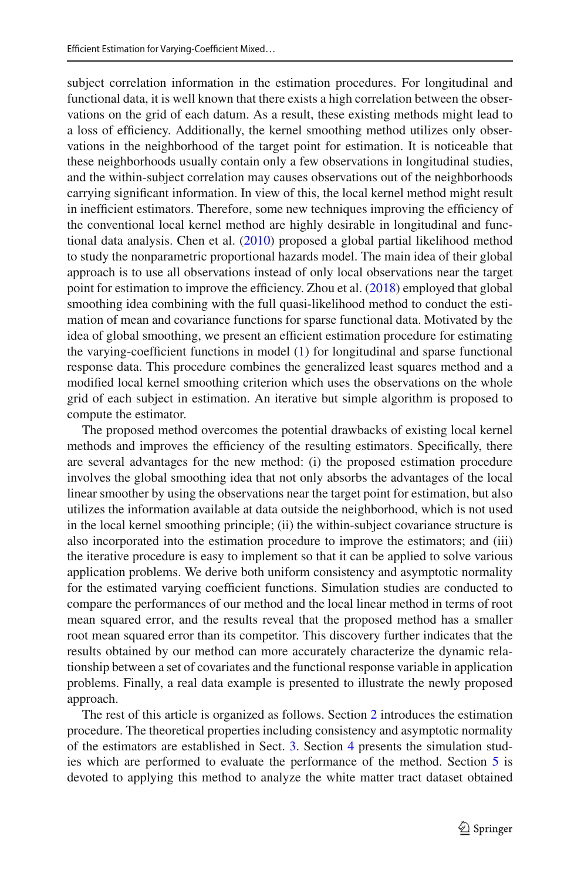subject correlation information in the estimation procedures. For longitudinal and functional data, it is well known that there exists a high correlation between the observations on the grid of each datum. As a result, these existing methods might lead to a loss of efficiency. Additionally, the kernel smoothing method utilizes only observations in the neighborhood of the target point for estimation. It is noticeable that these neighborhoods usually contain only a few observations in longitudinal studies, and the within-subject correlation may causes observations out of the neighborhoods carrying significant information. In view of this, the local kernel method might result in inefficient estimators. Therefore, some new techniques improving the efficiency of the conventional local kernel method are highly desirable in longitudinal and functional data analysis. Chen et al. (2010) proposed a global partial likelihood method to study the nonparametric proportional hazards model. The main idea of their global approach is to use all observations instead of only local observations near the target point for estimation to improve the efficiency. Zhou et al. (2018) employed that global smoothing idea combining with the full quasi-likelihood method to conduct the estimation of mean and covariance functions for sparse functional data. Motivated by the idea of global smoothing, we present an efficient estimation procedure for estimating the varying-coefficient functions in model (1) for longitudinal and sparse functional response data. This procedure combines the generalized least squares method and a modified local kernel smoothing criterion which uses the observations on the whole grid of each subject in estimation. An iterative but simple algorithm is proposed to compute the estimator.

The proposed method overcomes the potential drawbacks of existing local kernel methods and improves the efficiency of the resulting estimators. Specifically, there are several advantages for the new method: (i) the proposed estimation procedure involves the global smoothing idea that not only absorbs the advantages of the local linear smoother by using the observations near the target point for estimation, but also utilizes the information available at data outside the neighborhood, which is not used in the local kernel smoothing principle; (ii) the within-subject covariance structure is also incorporated into the estimation procedure to improve the estimators; and (iii) the iterative procedure is easy to implement so that it can be applied to solve various application problems. We derive both uniform consistency and asymptotic normality for the estimated varying coefficient functions. Simulation studies are conducted to compare the performances of our method and the local linear method in terms of root mean squared error, and the results reveal that the proposed method has a smaller root mean squared error than its competitor. This discovery further indicates that the results obtained by our method can more accurately characterize the dynamic relationship between a set of covariates and the functional response variable in application problems. Finally, a real data example is presented to illustrate the newly proposed approach.

The rest of this article is organized as follows. Section 2 introduces the estimation procedure. The theoretical properties including consistency and asymptotic normality of the estimators are established in Sect. 3. Section 4 presents the simulation studies which are performed to evaluate the performance of the method. Section 5 is devoted to applying this method to analyze the white matter tract dataset obtained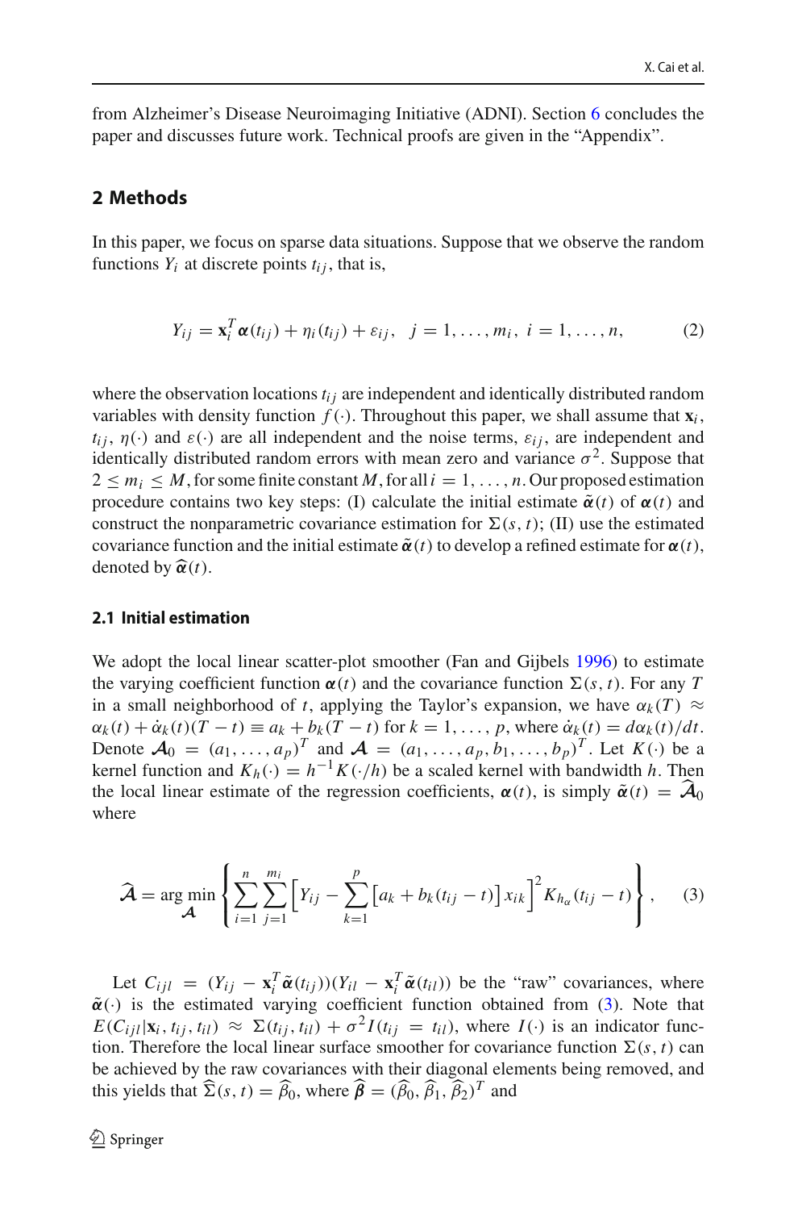from Alzheimer's Disease Neuroimaging Initiative (ADNI). Section 6 concludes the paper and discusses future work. Technical proofs are given in the "Appendix".

## 2 Methods

In this paper, we focus on sparse data situations. Suppose that we observe the random functions $Y_i$ at discrete points $t_{ij}$, that is,

$$Y_{ij} = \mathbf{x}_i^T \boldsymbol{\alpha}(t_{ij}) + \eta_i(t_{ij}) + \varepsilon_{ij}, \quad j = 1, \ldots, m_i, \; i = 1, \ldots, n, \tag{2}$$

where the observation locations $t_{ij}$ are independent and identically distributed random variables with density function $f(\cdot)$. Throughout this paper, we shall assume that $\mathbf{x}_i$, $t_{ij}$, $\eta(\cdot)$ and $\varepsilon(\cdot)$ are all independent and the noise terms, $\varepsilon_{ij}$, are independent and identically distributed random errors with mean zero and variance $\sigma^2$. Suppose that $2 \le m_i \le M$, for some finite constant $M$, for all $i = 1, \ldots, n$. Our proposed estimation procedure contains two key steps: (I) calculate the initial estimate $\tilde{\boldsymbol{\alpha}}(t)$ of $\boldsymbol{\alpha}(t)$ and construct the nonparametric covariance estimation for $\Sigma(s, t)$; (II) use the estimated covariance function and the initial estimate $\tilde{\boldsymbol{\alpha}}(t)$ to develop a refined estimate for $\boldsymbol{\alpha}(t)$, denoted by $\widehat{\boldsymbol{\alpha}}(t)$.

### 2.1 Initial estimation

We adopt the local linear scatter-plot smoother (Fan and Gijbels 1996) to estimate the varying coefficient function $\boldsymbol{\alpha}(t)$ and the covariance function $\Sigma(s, t)$. For any $T$ in a small neighborhood of $t$, applying the Taylor's expansion, we have $\alpha_k(T) \approx \alpha_k(t) + \dot{\alpha}_k(t)(T - t) \equiv a_k + b_k(T - t)$ for $k = 1, \ldots, p$, where $\dot{\alpha}_k(t) = d\alpha_k(t)/dt$. Denote $\boldsymbol{\mathcal{A}}_0 = (a_1, \ldots, a_p)^T$ and $\boldsymbol{\mathcal{A}} = (a_1, \ldots, a_p, b_1, \ldots, b_p)^T$. Let $K(\cdot)$ be a kernel function and $K_h(\cdot) = h^{-1}K(\cdot/h)$ be a scaled kernel with bandwidth $h$. Then the local linear estimate of the regression coefficients, $\boldsymbol{\alpha}(t)$, is simply $\tilde{\boldsymbol{\alpha}}(t) = \widehat{\boldsymbol{\mathcal{A}}}_0$ where

$$\widehat{\boldsymbol{\mathcal{A}}} = \arg\min_{\boldsymbol{\mathcal{A}}} \left\{ \sum_{i=1}^{n} \sum_{j=1}^{m_i} \left[ Y_{ij} - \sum_{k=1}^{p} \left[ a_k + b_k(t_{ij} - t) \right] x_{ik} \right]^2 K_{h_\alpha}(t_{ij} - t) \right\}, \tag{3}$$

Let $C_{ijl} = (Y_{ij} - \mathbf{x}_i^T \tilde{\boldsymbol{\alpha}}(t_{ij}))(Y_{il} - \mathbf{x}_i^T \tilde{\boldsymbol{\alpha}}(t_{il}))$ be the "raw" covariances, where $\tilde{\boldsymbol{\alpha}}(\cdot)$ is the estimated varying coefficient function obtained from (3). Note that $E(C_{ijl}|\mathbf{x}_i, t_{ij}, t_{il}) \approx \Sigma(t_{ij}, t_{il}) + \sigma^2 I(t_{ij} = t_{il})$, where $I(\cdot)$ is an indicator function. Therefore the local linear surface smoother for covariance function $\Sigma(s, t)$ can be achieved by the raw covariances with their diagonal elements being removed, and this yields that $\widehat{\Sigma}(s, t) = \widehat{\beta}_0$, where $\widehat{\boldsymbol{\beta}} = (\widehat{\beta}_0, \widehat{\beta}_1, \widehat{\beta}_2)^T$ and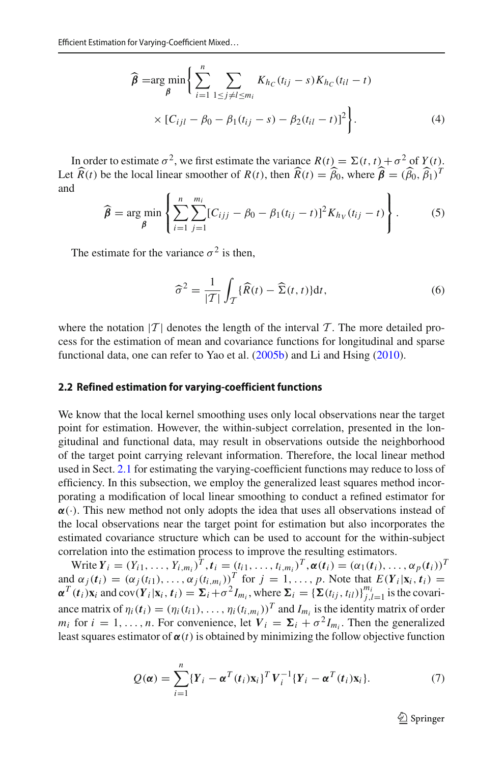$$
\widehat{\boldsymbol{\beta}} = \arg\min_{\boldsymbol{\beta}} \left\{ \sum_{i=1}^{n} \sum_{1 \le j \ne l \le m_i} K_{h_C}(t_{ij} - s) K_{h_C}(t_{il} - t) \right.
$$

$$
\left. \times \left[C_{ijl} - \beta_0 - \beta_1(t_{ij} - s) - \beta_2(t_{il} - t)\right]^2 \right\}. \tag{4}
$$

In order to estimate $\sigma^2$, we first estimate the variance $R(t) = \Sigma(t,t) + \sigma^2$ of $Y(t)$. Let $\widehat{R}(t)$ be the local linear smoother of $R(t)$, then $\widehat{R}(t) = \widehat{\beta}_0$, where $\widehat{\boldsymbol{\beta}} = (\widehat{\beta}_0, \widehat{\beta}_1)^T$ and

$$
\widehat{\boldsymbol{\beta}} = \arg\min_{\boldsymbol{\beta}} \left\{ \sum_{i=1}^{n} \sum_{j=1}^{m_i} [C_{ijj} - \beta_0 - \beta_1(t_{ij} - t)]^2 K_{h_V}(t_{ij} - t) \right\}. \tag{5}
$$

The estimate for the variance $\sigma^2$ is then,

$$
\widehat{\sigma}^2 = \frac{1}{|\mathcal{T}|} \int_{\mathcal{T}} \{\widehat{R}(t) - \widehat{\Sigma}(t,t)\} \mathrm{d}t, \tag{6}
$$

where the notation $|\mathcal{T}|$ denotes the length of the interval $\mathcal{T}$. The more detailed process for the estimation of mean and covariance functions for longitudinal and sparse functional data, one can refer to Yao et al. (2005b) and Li and Hsing (2010).

### 2.2 Refined estimation for varying-coefficient functions

We know that the local kernel smoothing uses only local observations near the target point for estimation. However, the within-subject correlation, presented in the longitudinal and functional data, may result in observations outside the neighborhood of the target point carrying relevant information. Therefore, the local linear method used in Sect. 2.1 for estimating the varying-coefficient functions may reduce to loss of efficiency. In this subsection, we employ the generalized least squares method incorporating a modification of local linear smoothing to conduct a refined estimator for $\boldsymbol{\alpha}(\cdot)$. This new method not only adopts the idea that uses all observations instead of the local observations near the target point for estimation but also incorporates the estimated covariance structure which can be used to account for the within-subject correlation into the estimation process to improve the resulting estimators.

Write $\boldsymbol{Y}_i = (Y_{i1}, \ldots, Y_{i,m_i})^T$, $\boldsymbol{t}_i = (t_{i1}, \ldots, t_{i,m_i})^T$, $\boldsymbol{\alpha}(\boldsymbol{t}_i) = (\alpha_1(\boldsymbol{t}_i), \ldots, \alpha_p(\boldsymbol{t}_i))^T$ and $\alpha_j(\boldsymbol{t}_i) = (\alpha_j(t_{i1}), \ldots, \alpha_j(t_{i,m_i}))^T$ for $j = 1, \ldots, p$. Note that $E(\boldsymbol{Y}_i|\mathbf{x}_i, \boldsymbol{t}_i) = \boldsymbol{\alpha}^T(\boldsymbol{t}_i)\mathbf{x}_i$ and $\mathrm{cov}(\boldsymbol{Y}_i|\mathbf{x}_i, \boldsymbol{t}_i) = \boldsymbol{\Sigma}_i + \sigma^2 I_{m_i}$, where $\boldsymbol{\Sigma}_i = \{\boldsymbol{\Sigma}(t_{ij}, t_{il})\}_{j,l=1}^{m_i}$ is the covariance matrix of $\eta_i(\boldsymbol{t}_i) = (\eta_i(t_{i1}), \ldots, \eta_i(t_{i,m_i}))^T$ and $I_{m_i}$ is the identity matrix of order $m_i$ for $i = 1, \ldots, n$. For convenience, let $\boldsymbol{V}_i = \boldsymbol{\Sigma}_i + \sigma^2 I_{m_i}$. Then the generalized least squares estimator of $\boldsymbol{\alpha}(t)$ is obtained by minimizing the follow objective function

$$
Q(\boldsymbol{\alpha}) = \sum_{i=1}^{n} \{\boldsymbol{Y}_i - \boldsymbol{\alpha}^T(\boldsymbol{t}_i)\mathbf{x}_i\}^T \boldsymbol{V}_i^{-1} \{\boldsymbol{Y}_i - \boldsymbol{\alpha}^T(\boldsymbol{t}_i)\mathbf{x}_i\}. \tag{7}
$$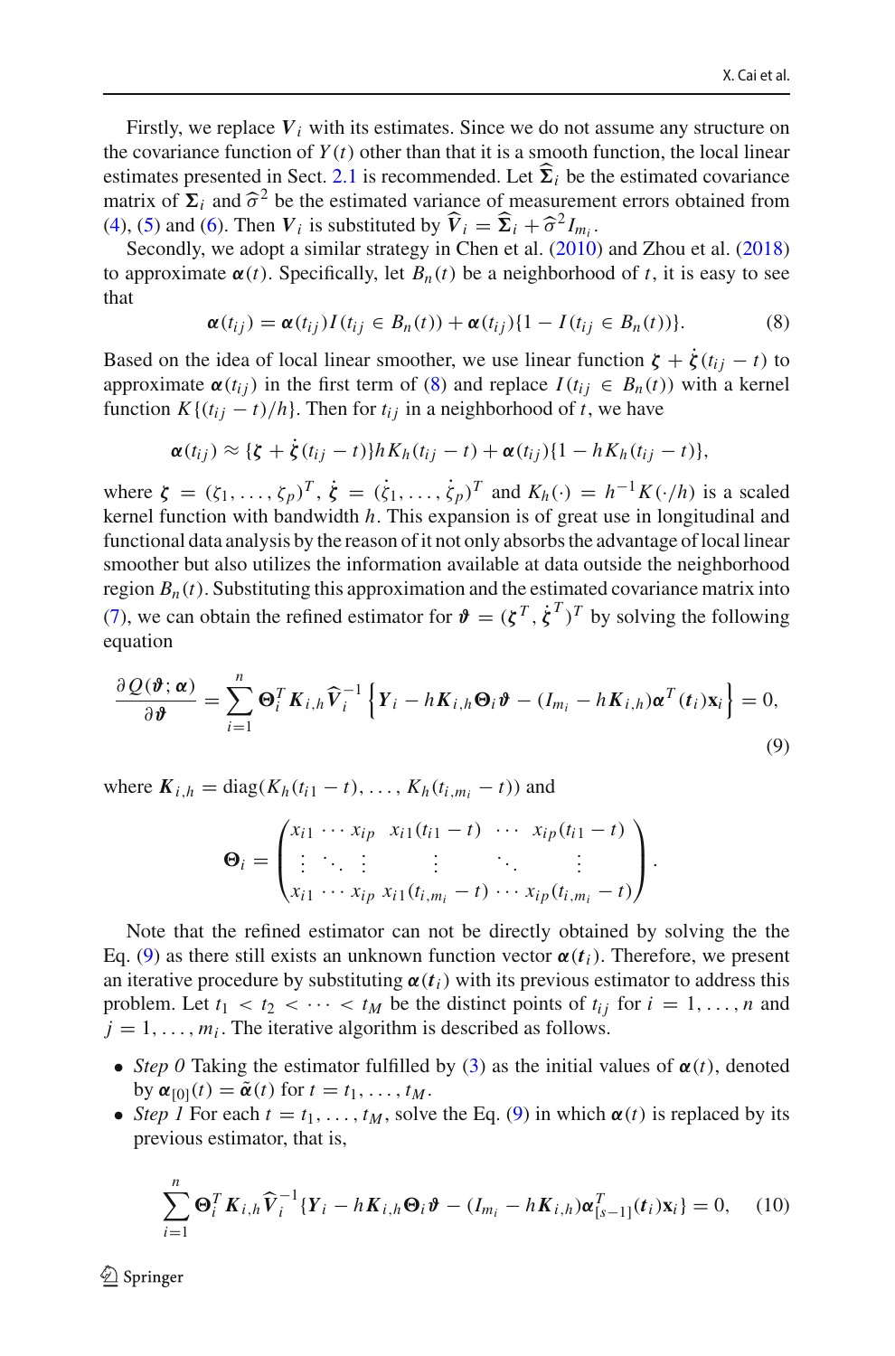Firstly, we replace $\boldsymbol{V}_i$ with its estimates. Since we do not assume any structure on the covariance function of $Y(t)$ other than that it is a smooth function, the local linear estimates presented in Sect. 2.1 is recommended. Let $\widehat{\boldsymbol{\Sigma}}_i$ be the estimated covariance matrix of $\boldsymbol{\Sigma}_i$ and $\widehat{\sigma}^2$ be the estimated variance of measurement errors obtained from (4), (5) and (6). Then $\boldsymbol{V}_i$ is substituted by $\widehat{\boldsymbol{V}}_i = \widehat{\boldsymbol{\Sigma}}_i + \widehat{\sigma}^2 I_{m_i}$.

Secondly, we adopt a similar strategy in Chen et al. (2010) and Zhou et al. (2018) to approximate $\boldsymbol{\alpha}(t)$. Specifically, let $B_n(t)$ be a neighborhood of $t$, it is easy to see that

$$\boldsymbol{\alpha}(t_{ij}) = \boldsymbol{\alpha}(t_{ij}) I(t_{ij} \in B_n(t)) + \boldsymbol{\alpha}(t_{ij})\{1 - I(t_{ij} \in B_n(t))\}. \tag{8}$$

Based on the idea of local linear smoother, we use linear function $\boldsymbol{\zeta} + \dot{\boldsymbol{\zeta}}(t_{ij} - t)$ to approximate $\boldsymbol{\alpha}(t_{ij})$ in the first term of (8) and replace $I(t_{ij} \in B_n(t))$ with a kernel function $K\{(t_{ij} - t)/h\}$. Then for $t_{ij}$ in a neighborhood of $t$, we have

$$\boldsymbol{\alpha}(t_{ij}) \approx \{\boldsymbol{\zeta} + \dot{\boldsymbol{\zeta}}(t_{ij} - t)\} h K_h(t_{ij} - t) + \boldsymbol{\alpha}(t_{ij})\{1 - h K_h(t_{ij} - t)\},$$

where $\boldsymbol{\zeta} = (\zeta_1, \ldots, \zeta_p)^T$, $\dot{\boldsymbol{\zeta}} = (\dot{\zeta}_1, \ldots, \dot{\zeta}_p)^T$ and $K_h(\cdot) = h^{-1} K(\cdot/h)$ is a scaled kernel function with bandwidth $h$. This expansion is of great use in longitudinal and functional data analysis by the reason of it not only absorbs the advantage of local linear smoother but also utilizes the information available at data outside the neighborhood region $B_n(t)$. Substituting this approximation and the estimated covariance matrix into (7), we can obtain the refined estimator for $\boldsymbol{\vartheta} = (\boldsymbol{\zeta}^T, \dot{\boldsymbol{\zeta}}^T)^T$ by solving the following equation

$$\frac{\partial Q(\boldsymbol{\vartheta}; \boldsymbol{\alpha})}{\partial \boldsymbol{\vartheta}} = \sum_{i=1}^{n} \boldsymbol{\Theta}_i^T \boldsymbol{K}_{i,h} \widehat{\boldsymbol{V}}_i^{-1} \left\{ \boldsymbol{Y}_i - h \boldsymbol{K}_{i,h} \boldsymbol{\Theta}_i \boldsymbol{\vartheta} - (I_{m_i} - h \boldsymbol{K}_{i,h}) \boldsymbol{\alpha}^T(\boldsymbol{t}_i) \mathbf{x}_i \right\} = 0, \tag{9}$$

where $\boldsymbol{K}_{i,h} = \mathrm{diag}(K_h(t_{i1} - t), \ldots, K_h(t_{i,m_i} - t))$ and

$$\boldsymbol{\Theta}_i = \begin{pmatrix} x_{i1} & \cdots & x_{ip} & x_{i1}(t_{i1} - t) & \cdots & x_{ip}(t_{i1} - t) \\ \vdots & \ddots & \vdots & \vdots & \ddots & \vdots \\ x_{i1} & \cdots & x_{ip} & x_{i1}(t_{i,m_i} - t) & \cdots & x_{ip}(t_{i,m_i} - t) \end{pmatrix}.$$

Note that the refined estimator can not be directly obtained by solving the the Eq. (9) as there still exists an unknown function vector $\boldsymbol{\alpha}(\boldsymbol{t}_i)$. Therefore, we present an iterative procedure by substituting $\boldsymbol{\alpha}(\boldsymbol{t}_i)$ with its previous estimator to address this problem. Let $t_1 < t_2 < \cdots < t_M$ be the distinct points of $t_{ij}$ for $i = 1, \ldots, n$ and $j = 1, \ldots, m_i$. The iterative algorithm is described as follows.

- *Step 0* Taking the estimator fulfilled by (3) as the initial values of $\boldsymbol{\alpha}(t)$, denoted by $\boldsymbol{\alpha}_{[0]}(t) = \tilde{\boldsymbol{\alpha}}(t)$ for $t = t_1, \ldots, t_M$.
- *Step 1* For each $t = t_1, \ldots, t_M$, solve the Eq. (9) in which $\boldsymbol{\alpha}(t)$ is replaced by its previous estimator, that is,

$$\sum_{i=1}^{n} \boldsymbol{\Theta}_i^T \boldsymbol{K}_{i,h} \widehat{\boldsymbol{V}}_i^{-1} \{ \boldsymbol{Y}_i - h \boldsymbol{K}_{i,h} \boldsymbol{\Theta}_i \boldsymbol{\vartheta} - (I_{m_i} - h \boldsymbol{K}_{i,h}) \boldsymbol{\alpha}_{[s-1]}^T(\boldsymbol{t}_i) \mathbf{x}_i \} = 0, \tag{10}$$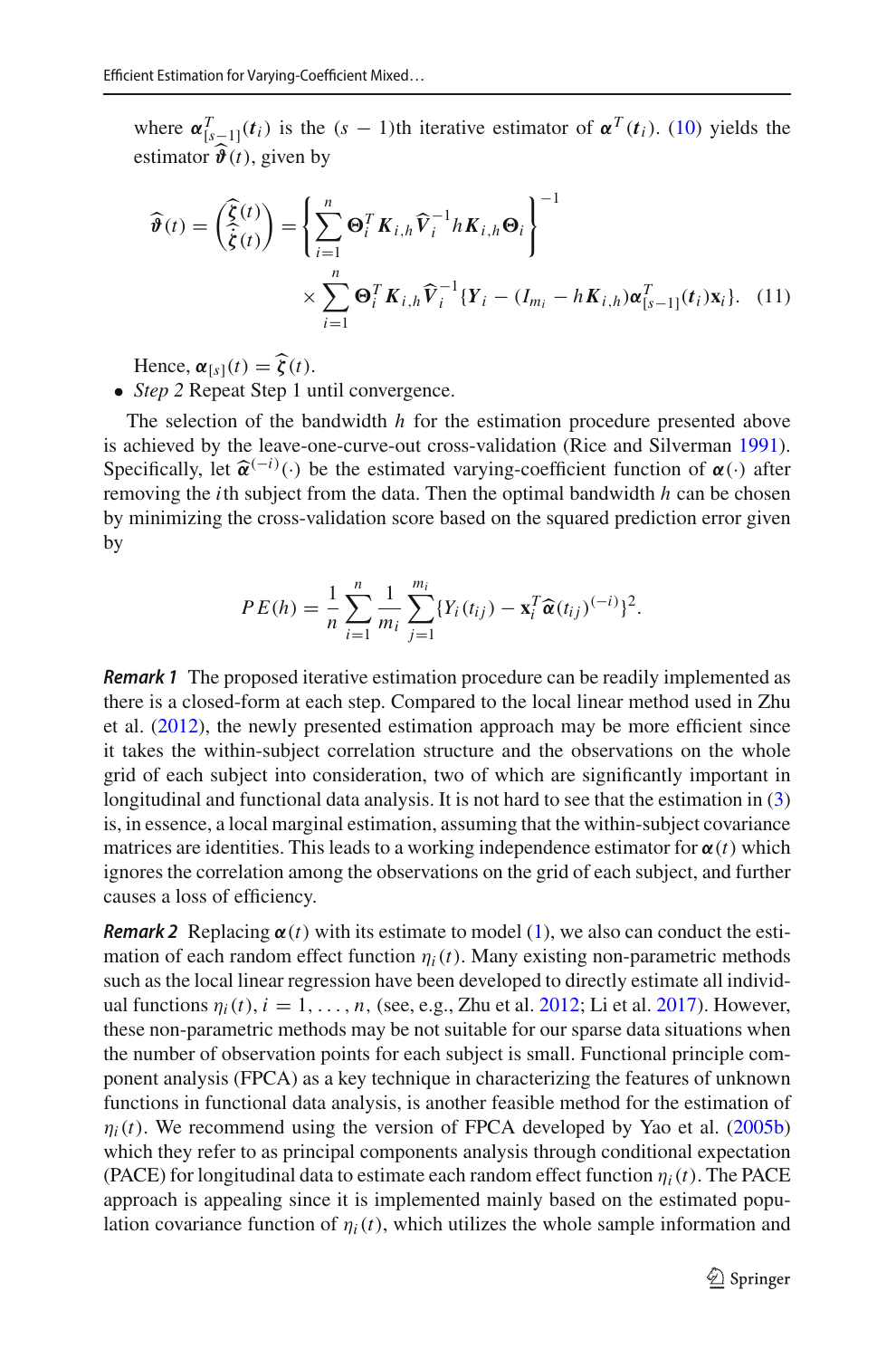where $\boldsymbol{\alpha}^T_{[s-1]}(\boldsymbol{t}_i)$ is the $(s-1)$th iterative estimator of $\boldsymbol{\alpha}^T(\boldsymbol{t}_i)$. (10) yields the estimator $\widehat{\boldsymbol{\vartheta}}(t)$, given by

$$\widehat{\boldsymbol{\vartheta}}(t) = \begin{pmatrix} \widehat{\boldsymbol{\zeta}}(t) \\ \widehat{\dot{\boldsymbol{\zeta}}}(t) \end{pmatrix} = \left\{ \sum_{i=1}^{n} \boldsymbol{\Theta}_i^T \boldsymbol{K}_{i,h} \widehat{\boldsymbol{V}}_i^{-1} h \boldsymbol{K}_{i,h} \boldsymbol{\Theta}_i \right\}^{-1} \times \sum_{i=1}^{n} \boldsymbol{\Theta}_i^T \boldsymbol{K}_{i,h} \widehat{\boldsymbol{V}}_i^{-1} \{ \boldsymbol{Y}_i - (I_{m_i} - h \boldsymbol{K}_{i,h}) \boldsymbol{\alpha}^T_{[s-1]}(\boldsymbol{t}_i) \mathbf{x}_i \}. \quad (11)$$

Hence, $\boldsymbol{\alpha}_{[s]}(t) = \widehat{\boldsymbol{\zeta}}(t)$.

- *Step 2* Repeat Step 1 until convergence.

The selection of the bandwidth $h$ for the estimation procedure presented above is achieved by the leave-one-curve-out cross-validation (Rice and Silverman 1991). Specifically, let $\widehat{\boldsymbol{\alpha}}^{(-i)}(\cdot)$ be the estimated varying-coefficient function of $\boldsymbol{\alpha}(\cdot)$ after removing the $i$th subject from the data. Then the optimal bandwidth $h$ can be chosen by minimizing the cross-validation score based on the squared prediction error given by

$$PE(h) = \frac{1}{n} \sum_{i=1}^{n} \frac{1}{m_i} \sum_{j=1}^{m_i} \{ Y_i(t_{ij}) - \mathbf{x}_i^T \widehat{\boldsymbol{\alpha}}(t_{ij})^{(-i)} \}^2.$$

***Remark 1*** The proposed iterative estimation procedure can be readily implemented as there is a closed-form at each step. Compared to the local linear method used in Zhu et al. (2012), the newly presented estimation approach may be more efficient since it takes the within-subject correlation structure and the observations on the whole grid of each subject into consideration, two of which are significantly important in longitudinal and functional data analysis. It is not hard to see that the estimation in (3) is, in essence, a local marginal estimation, assuming that the within-subject covariance matrices are identities. This leads to a working independence estimator for $\boldsymbol{\alpha}(t)$ which ignores the correlation among the observations on the grid of each subject, and further causes a loss of efficiency.

***Remark 2*** Replacing $\boldsymbol{\alpha}(t)$ with its estimate to model (1), we also can conduct the estimation of each random effect function $\eta_i(t)$. Many existing non-parametric methods such as the local linear regression have been developed to directly estimate all individual functions $\eta_i(t), i = 1, \ldots, n$, (see, e.g., Zhu et al. 2012; Li et al. 2017). However, these non-parametric methods may be not suitable for our sparse data situations when the number of observation points for each subject is small. Functional principle component analysis (FPCA) as a key technique in characterizing the features of unknown functions in functional data analysis, is another feasible method for the estimation of $\eta_i(t)$. We recommend using the version of FPCA developed by Yao et al. (2005b) which they refer to as principal components analysis through conditional expectation (PACE) for longitudinal data to estimate each random effect function $\eta_i(t)$. The PACE approach is appealing since it is implemented mainly based on the estimated population covariance function of $\eta_i(t)$, which utilizes the whole sample information and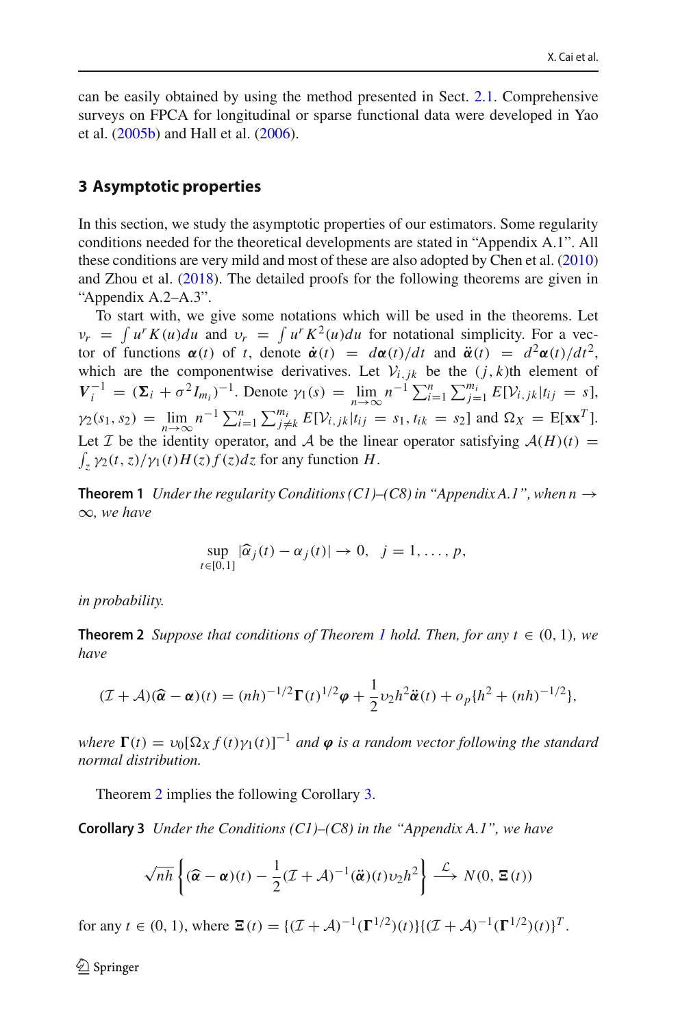can be easily obtained by using the method presented in Sect. 2.1. Comprehensive surveys on FPCA for longitudinal or sparse functional data were developed in Yao et al. (2005b) and Hall et al. (2006).

## 3 Asymptotic properties

In this section, we study the asymptotic properties of our estimators. Some regularity conditions needed for the theoretical developments are stated in "Appendix A.1". All these conditions are very mild and most of these are also adopted by Chen et al. (2010) and Zhou et al. (2018). The detailed proofs for the following theorems are given in "Appendix A.2–A.3".

To start with, we give some notations which will be used in the theorems. Let $\nu_r = \int u^r K(u)du$ and $\upsilon_r = \int u^r K^2(u)du$ for notational simplicity. For a vector of functions $\boldsymbol{\alpha}(t)$ of $t$, denote $\dot{\boldsymbol{\alpha}}(t) = d\boldsymbol{\alpha}(t)/dt$ and $\ddot{\boldsymbol{\alpha}}(t) = d^2\boldsymbol{\alpha}(t)/dt^2$, which are the componentwise derivatives. Let $\mathcal{V}_{i,jk}$ be the $(j,k)$th element of $\boldsymbol{V}_i^{-1} = (\boldsymbol{\Sigma}_i + \sigma^2 I_{m_i})^{-1}$. Denote $\gamma_1(s) = \lim_{n\to\infty} n^{-1}\sum_{i=1}^n \sum_{j=1}^{m_i} E[\mathcal{V}_{i,jk}|t_{ij} = s]$, $\gamma_2(s_1, s_2) = \lim_{n\to\infty} n^{-1}\sum_{i=1}^n \sum_{j\neq k}^{m_i} E[\mathcal{V}_{i,jk}|t_{ij} = s_1, t_{ik} = s_2]$ and $\Omega_X = \mathrm{E}[\mathbf{x}\mathbf{x}^T]$. Let $\mathcal{I}$ be the identity operator, and $\mathcal{A}$ be the linear operator satisfying $\mathcal{A}(H)(t) = \int_z \gamma_2(t,z)/\gamma_1(t)H(z)f(z)dz$ for any function $H$.

**Theorem 1** *Under the regularity Conditions (C1)–(C8) in "Appendix A.1", when $n \to \infty$, we have*

$$\sup_{t\in[0,1]} |\widehat{\alpha}_j(t) - \alpha_j(t)| \to 0, \quad j = 1,\ldots,p,$$

*in probability.*

**Theorem 2** *Suppose that conditions of Theorem 1 hold. Then, for any $t \in (0,1)$, we have*

$$(\mathcal{I}+\mathcal{A})(\widehat{\boldsymbol{\alpha}} - \boldsymbol{\alpha})(t) = (nh)^{-1/2}\boldsymbol{\Gamma}(t)^{1/2}\boldsymbol{\varphi} + \frac{1}{2}\upsilon_2 h^2 \ddot{\boldsymbol{\alpha}}(t) + o_p\{h^2 + (nh)^{-1/2}\},$$

*where $\boldsymbol{\Gamma}(t) = \upsilon_0[\Omega_X f(t)\gamma_1(t)]^{-1}$ and $\boldsymbol{\varphi}$ is a random vector following the standard normal distribution.*

Theorem 2 implies the following Corollary 3.

**Corollary 3** *Under the Conditions (C1)–(C8) in the "Appendix A.1", we have*

$$\sqrt{nh}\left\{(\widehat{\boldsymbol{\alpha}} - \boldsymbol{\alpha})(t) - \frac{1}{2}(\mathcal{I}+\mathcal{A})^{-1}(\ddot{\boldsymbol{\alpha}})(t)\upsilon_2 h^2\right\} \xrightarrow{\mathcal{L}} N(0, \boldsymbol{\Xi}(t))$$

for any $t \in (0,1)$, where $\boldsymbol{\Xi}(t) = \{(\mathcal{I}+\mathcal{A})^{-1}(\boldsymbol{\Gamma}^{1/2})(t)\}\{(\mathcal{I}+\mathcal{A})^{-1}(\boldsymbol{\Gamma}^{1/2})(t)\}^T$.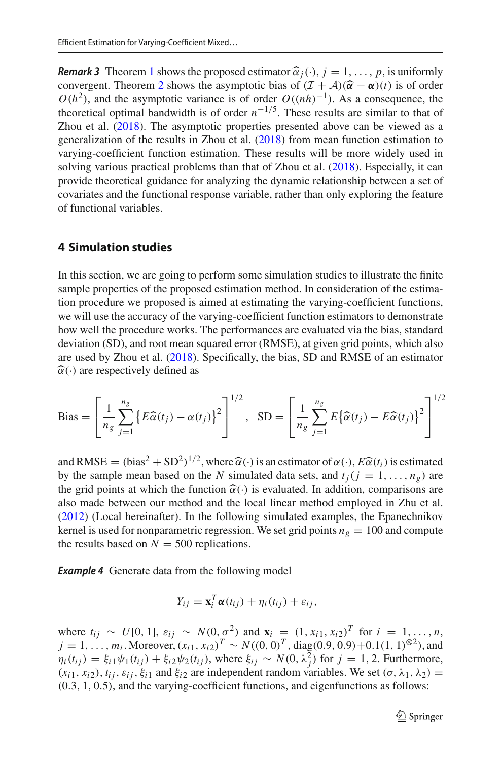***Remark 3*** Theorem 1 shows the proposed estimator $\widehat{\alpha}_j(\cdot)$, $j = 1, \ldots, p$, is uniformly convergent. Theorem 2 shows the asymptotic bias of $(\mathcal{I} + \mathcal{A})(\widehat{\boldsymbol{\alpha}} - \boldsymbol{\alpha})(t)$ is of order $O(h^2)$, and the asymptotic variance is of order $O((nh)^{-1})$. As a consequence, the theoretical optimal bandwidth is of order $n^{-1/5}$. These results are similar to that of Zhou et al. (2018). The asymptotic properties presented above can be viewed as a generalization of the results in Zhou et al. (2018) from mean function estimation to varying-coefficient function estimation. These results will be more widely used in solving various practical problems than that of Zhou et al. (2018). Especially, it can provide theoretical guidance for analyzing the dynamic relationship between a set of covariates and the functional response variable, rather than only exploring the feature of functional variables.

## 4 Simulation studies

In this section, we are going to perform some simulation studies to illustrate the finite sample properties of the proposed estimation method. In consideration of the estimation procedure we proposed is aimed at estimating the varying-coefficient functions, we will use the accuracy of the varying-coefficient function estimators to demonstrate how well the procedure works. The performances are evaluated via the bias, standard deviation (SD), and root mean squared error (RMSE), at given grid points, which also are used by Zhou et al. (2018). Specifically, the bias, SD and RMSE of an estimator $\widehat{\alpha}(\cdot)$ are respectively defined as

$$\text{Bias} = \left[\frac{1}{n_g}\sum_{j=1}^{n_g}\left\{E\widehat{\alpha}(t_j) - \alpha(t_j)\right\}^2\right]^{1/2}, \quad \text{SD} = \left[\frac{1}{n_g}\sum_{j=1}^{n_g}E\left\{\widehat{\alpha}(t_j) - E\widehat{\alpha}(t_j)\right\}^2\right]^{1/2}$$

and $\text{RMSE} = (\text{bias}^2 + \text{SD}^2)^{1/2}$, where $\widehat{\alpha}(\cdot)$ is an estimator of $\alpha(\cdot)$, $E\widehat{\alpha}(t_i)$ is estimated by the sample mean based on the $N$ simulated data sets, and $t_j (j = 1, \ldots, n_g)$ are the grid points at which the function $\widehat{\alpha}(\cdot)$ is evaluated. In addition, comparisons are also made between our method and the local linear method employed in Zhu et al. (2012) (Local hereinafter). In the following simulated examples, the Epanechnikov kernel is used for nonparametric regression. We set grid points $n_g = 100$ and compute the results based on $N = 500$ replications.

***Example 4*** Generate data from the following model

$$Y_{ij} = \mathbf{x}_i^T\boldsymbol{\alpha}(t_{ij}) + \eta_i(t_{ij}) + \varepsilon_{ij},$$

where $t_{ij} \sim U[0, 1]$, $\varepsilon_{ij} \sim N(0, \sigma^2)$ and $\mathbf{x}_i = (1, x_{i1}, x_{i2})^T$ for $i = 1, \ldots, n$, $j = 1, \ldots, m_i$. Moreover, $(x_{i1}, x_{i2})^T \sim N((0, 0)^T, \text{diag}(0.9, 0.9) + 0.1(1, 1)^{\otimes 2})$, and $\eta_i(t_{ij}) = \xi_{i1}\psi_1(t_{ij}) + \xi_{i2}\psi_2(t_{ij})$, where $\xi_{ij} \sim N(0, \lambda_j^2)$ for $j = 1, 2$. Furthermore, $(x_{i1}, x_{i2})$, $t_{ij}$, $\varepsilon_{ij}$, $\xi_{i1}$ and $\xi_{i2}$ are independent random variables. We set $(\sigma, \lambda_1, \lambda_2) = (0.3, 1, 0.5)$, and the varying-coefficient functions, and eigenfunctions as follows: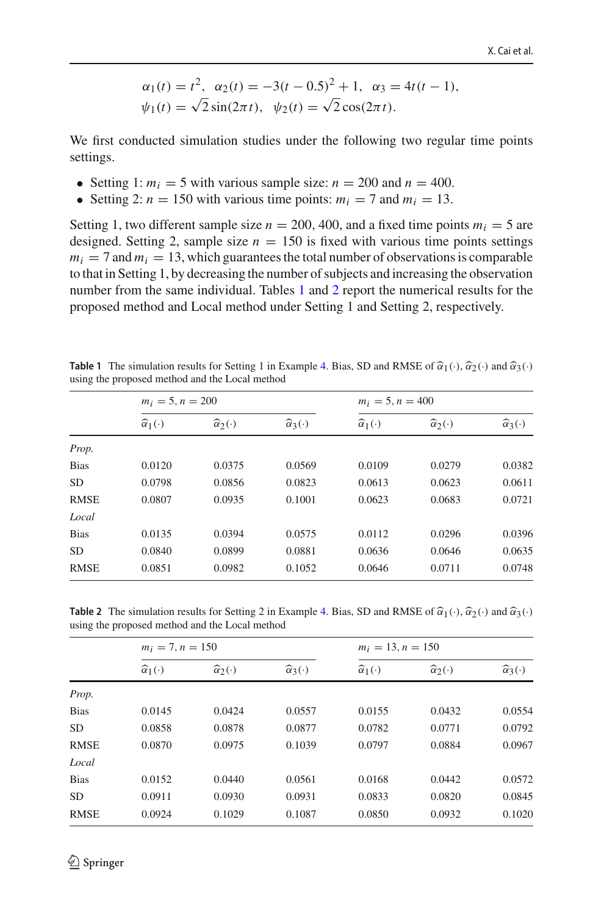$$\alpha_1(t) = t^2, \;\; \alpha_2(t) = -3(t-0.5)^2 + 1, \;\; \alpha_3 = 4t(t-1),$$
$$\psi_1(t) = \sqrt{2}\sin(2\pi t), \;\; \psi_2(t) = \sqrt{2}\cos(2\pi t).$$

We first conducted simulation studies under the following two regular time points settings.

- Setting 1: $m_i = 5$ with various sample size: $n = 200$ and $n = 400$.
- Setting 2: $n = 150$ with various time points: $m_i = 7$ and $m_i = 13$.

Setting 1, two different sample size $n = 200, 400$, and a fixed time points $m_i = 5$ are designed. Setting 2, sample size $n = 150$ is fixed with various time points settings $m_i = 7$ and $m_i = 13$, which guarantees the total number of observations is comparable to that in Setting 1, by decreasing the number of subjects and increasing the observation number from the same individual. Tables 1 and 2 report the numerical results for the proposed method and Local method under Setting 1 and Setting 2, respectively.

**Table 1** The simulation results for Setting 1 in Example 4. Bias, SD and RMSE of $\widehat{\alpha}_1(\cdot)$, $\widehat{\alpha}_2(\cdot)$ and $\widehat{\alpha}_3(\cdot)$ using the proposed method and the Local method

| | $m_i = 5, n = 200$ | | | $m_i = 5, n = 400$ | | |
|---|---|---|---|---|---|---|
| | $\widehat{\alpha}_1(\cdot)$ | $\widehat{\alpha}_2(\cdot)$ | $\widehat{\alpha}_3(\cdot)$ | $\widehat{\alpha}_1(\cdot)$ | $\widehat{\alpha}_2(\cdot)$ | $\widehat{\alpha}_3(\cdot)$ |
| *Prop.* | | | | | | |
| Bias | 0.0120 | 0.0375 | 0.0569 | 0.0109 | 0.0279 | 0.0382 |
| SD | 0.0798 | 0.0856 | 0.0823 | 0.0613 | 0.0623 | 0.0611 |
| RMSE | 0.0807 | 0.0935 | 0.1001 | 0.0623 | 0.0683 | 0.0721 |
| *Local* | | | | | | |
| Bias | 0.0135 | 0.0394 | 0.0575 | 0.0112 | 0.0296 | 0.0396 |
| SD | 0.0840 | 0.0899 | 0.0881 | 0.0636 | 0.0646 | 0.0635 |
| RMSE | 0.0851 | 0.0982 | 0.1052 | 0.0646 | 0.0711 | 0.0748 |

**Table 2** The simulation results for Setting 2 in Example 4. Bias, SD and RMSE of $\widehat{\alpha}_1(\cdot)$, $\widehat{\alpha}_2(\cdot)$ and $\widehat{\alpha}_3(\cdot)$ using the proposed method and the Local method

| | $m_i = 7, n = 150$ | | | $m_i = 13, n = 150$ | | |
|---|---|---|---|---|---|---|
| | $\widehat{\alpha}_1(\cdot)$ | $\widehat{\alpha}_2(\cdot)$ | $\widehat{\alpha}_3(\cdot)$ | $\widehat{\alpha}_1(\cdot)$ | $\widehat{\alpha}_2(\cdot)$ | $\widehat{\alpha}_3(\cdot)$ |
| *Prop.* | | | | | | |
| Bias | 0.0145 | 0.0424 | 0.0557 | 0.0155 | 0.0432 | 0.0554 |
| SD | 0.0858 | 0.0878 | 0.0877 | 0.0782 | 0.0771 | 0.0792 |
| RMSE | 0.0870 | 0.0975 | 0.1039 | 0.0797 | 0.0884 | 0.0967 |
| *Local* | | | | | | |
| Bias | 0.0152 | 0.0440 | 0.0561 | 0.0168 | 0.0442 | 0.0572 |
| SD | 0.0911 | 0.0930 | 0.0931 | 0.0833 | 0.0820 | 0.0845 |
| RMSE | 0.0924 | 0.1029 | 0.1087 | 0.0850 | 0.0932 | 0.1020 |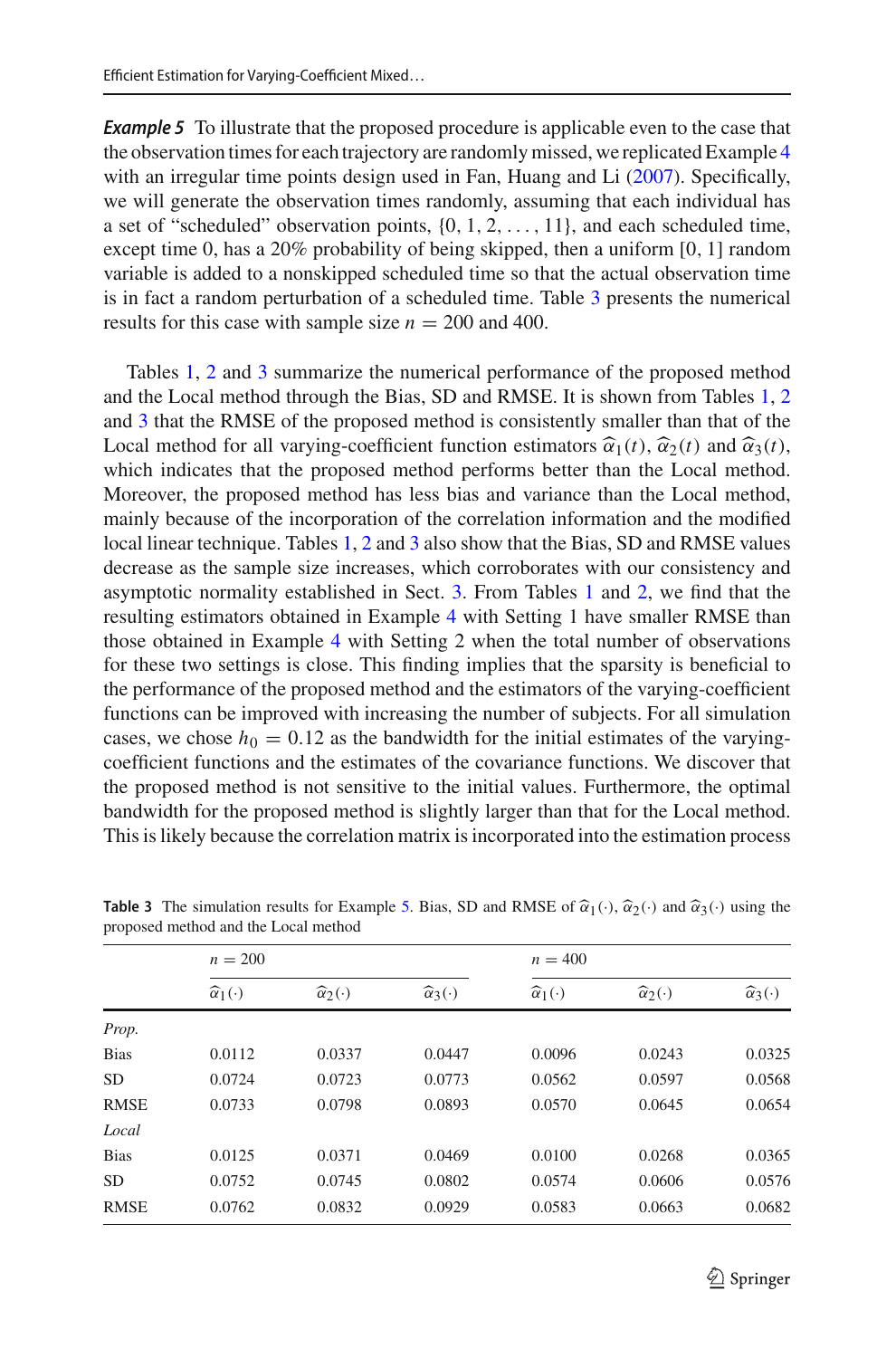***Example 5*** To illustrate that the proposed procedure is applicable even to the case that the observation times for each trajectory are randomly missed, we replicated Example 4 with an irregular time points design used in Fan, Huang and Li (2007). Specifically, we will generate the observation times randomly, assuming that each individual has a set of "scheduled" observation points, $\{0, 1, 2, \ldots, 11\}$, and each scheduled time, except time 0, has a 20% probability of being skipped, then a uniform [0, 1] random variable is added to a nonskipped scheduled time so that the actual observation time is in fact a random perturbation of a scheduled time. Table 3 presents the numerical results for this case with sample size $n = 200$ and 400.

Tables 1, 2 and 3 summarize the numerical performance of the proposed method and the Local method through the Bias, SD and RMSE. It is shown from Tables 1, 2 and 3 that the RMSE of the proposed method is consistently smaller than that of the Local method for all varying-coefficient function estimators $\widehat{\alpha}_1(t)$, $\widehat{\alpha}_2(t)$ and $\widehat{\alpha}_3(t)$, which indicates that the proposed method performs better than the Local method. Moreover, the proposed method has less bias and variance than the Local method, mainly because of the incorporation of the correlation information and the modified local linear technique. Tables 1, 2 and 3 also show that the Bias, SD and RMSE values decrease as the sample size increases, which corroborates with our consistency and asymptotic normality established in Sect. 3. From Tables 1 and 2, we find that the resulting estimators obtained in Example 4 with Setting 1 have smaller RMSE than those obtained in Example 4 with Setting 2 when the total number of observations for these two settings is close. This finding implies that the sparsity is beneficial to the performance of the proposed method and the estimators of the varying-coefficient functions can be improved with increasing the number of subjects. For all simulation cases, we chose $h_0 = 0.12$ as the bandwidth for the initial estimates of the varying-coefficient functions and the estimates of the covariance functions. We discover that the proposed method is not sensitive to the initial values. Furthermore, the optimal bandwidth for the proposed method is slightly larger than that for the Local method. This is likely because the correlation matrix is incorporated into the estimation process

**Table 3** The simulation results for Example 5. Bias, SD and RMSE of $\widehat{\alpha}_1(\cdot)$, $\widehat{\alpha}_2(\cdot)$ and $\widehat{\alpha}_3(\cdot)$ using the proposed method and the Local method

| | $n = 200$ | | | $n = 400$ | | |
|---|---|---|---|---|---|---|
| | $\widehat{\alpha}_1(\cdot)$ | $\widehat{\alpha}_2(\cdot)$ | $\widehat{\alpha}_3(\cdot)$ | $\widehat{\alpha}_1(\cdot)$ | $\widehat{\alpha}_2(\cdot)$ | $\widehat{\alpha}_3(\cdot)$ |
| *Prop.* | | | | | | |
| Bias | 0.0112 | 0.0337 | 0.0447 | 0.0096 | 0.0243 | 0.0325 |
| SD | 0.0724 | 0.0723 | 0.0773 | 0.0562 | 0.0597 | 0.0568 |
| RMSE | 0.0733 | 0.0798 | 0.0893 | 0.0570 | 0.0645 | 0.0654 |
| *Local* | | | | | | |
| Bias | 0.0125 | 0.0371 | 0.0469 | 0.0100 | 0.0268 | 0.0365 |
| SD | 0.0752 | 0.0745 | 0.0802 | 0.0574 | 0.0606 | 0.0576 |
| RMSE | 0.0762 | 0.0832 | 0.0929 | 0.0583 | 0.0663 | 0.0682 |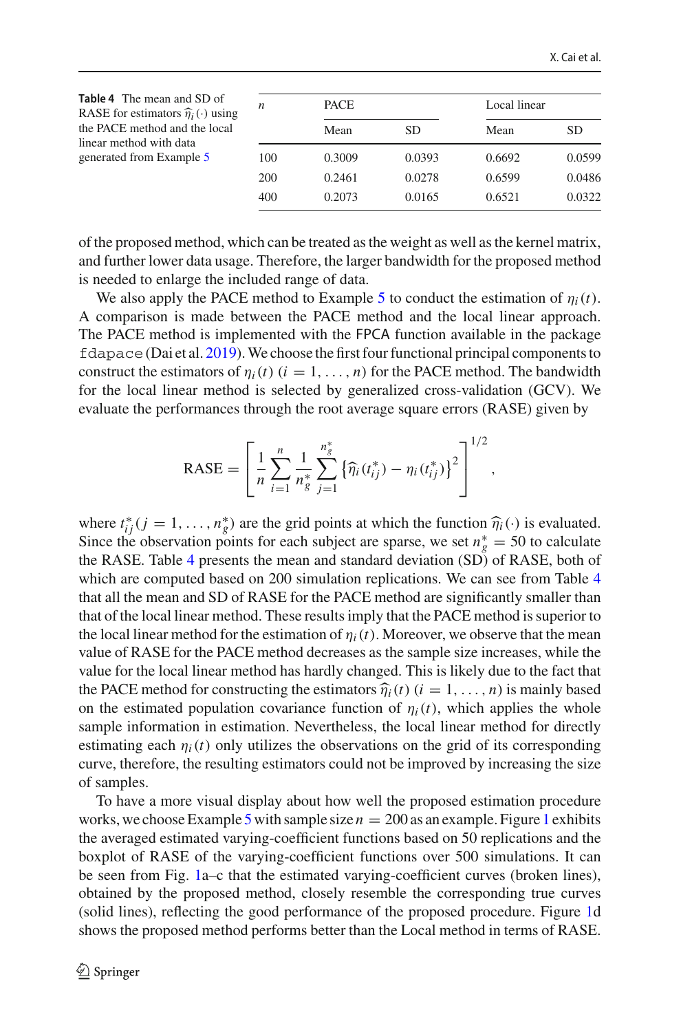Table 4 The mean and SD of RASE for estimators $\widehat{\eta}_i(\cdot)$ using the PACE method and the local linear method with data generated from Example 5

| $n$ | PACE | | Local linear | |
|---|---|---|---|---|
| | Mean | SD | Mean | SD |
| 100 | 0.3009 | 0.0393 | 0.6692 | 0.0599 |
| 200 | 0.2461 | 0.0278 | 0.6599 | 0.0486 |
| 400 | 0.2073 | 0.0165 | 0.6521 | 0.0322 |

of the proposed method, which can be treated as the weight as well as the kernel matrix, and further lower data usage. Therefore, the larger bandwidth for the proposed method is needed to enlarge the included range of data.

We also apply the PACE method to Example 5 to conduct the estimation of $\eta_i(t)$. A comparison is made between the PACE method and the local linear approach. The PACE method is implemented with the FPCA function available in the package `fdapace` (Dai et al. 2019). We choose the first four functional principal components to construct the estimators of $\eta_i(t)$ $(i = 1, \ldots, n)$ for the PACE method. The bandwidth for the local linear method is selected by generalized cross-validation (GCV). We evaluate the performances through the root average square errors (RASE) given by

$$
\text{RASE} = \left[ \frac{1}{n} \sum_{i=1}^{n} \frac{1}{n_g^*} \sum_{j=1}^{n_g^*} \left\{ \widehat{\eta}_i(t_{ij}^*) - \eta_i(t_{ij}^*) \right\}^2 \right]^{1/2},
$$

where $t_{ij}^*(j = 1, \ldots, n_g^*)$ are the grid points at which the function $\widehat{\eta}_i(\cdot)$ is evaluated. Since the observation points for each subject are sparse, we set $n_g^* = 50$ to calculate the RASE. Table 4 presents the mean and standard deviation (SD) of RASE, both of which are computed based on 200 simulation replications. We can see from Table 4 that all the mean and SD of RASE for the PACE method are significantly smaller than that of the local linear method. These results imply that the PACE method is superior to the local linear method for the estimation of $\eta_i(t)$. Moreover, we observe that the mean value of RASE for the PACE method decreases as the sample size increases, while the value for the local linear method has hardly changed. This is likely due to the fact that the PACE method for constructing the estimators $\widehat{\eta}_i(t)$ $(i = 1, \ldots, n)$ is mainly based on the estimated population covariance function of $\eta_i(t)$, which applies the whole sample information in estimation. Nevertheless, the local linear method for directly estimating each $\eta_i(t)$ only utilizes the observations on the grid of its corresponding curve, therefore, the resulting estimators could not be improved by increasing the size of samples.

To have a more visual display about how well the proposed estimation procedure works, we choose Example 5 with sample size $n = 200$ as an example. Figure 1 exhibits the averaged estimated varying-coefficient functions based on 50 replications and the boxplot of RASE of the varying-coefficient functions over 500 simulations. It can be seen from Fig. 1a–c that the estimated varying-coefficient curves (broken lines), obtained by the proposed method, closely resemble the corresponding true curves (solid lines), reflecting the good performance of the proposed procedure. Figure 1d shows the proposed method performs better than the Local method in terms of RASE.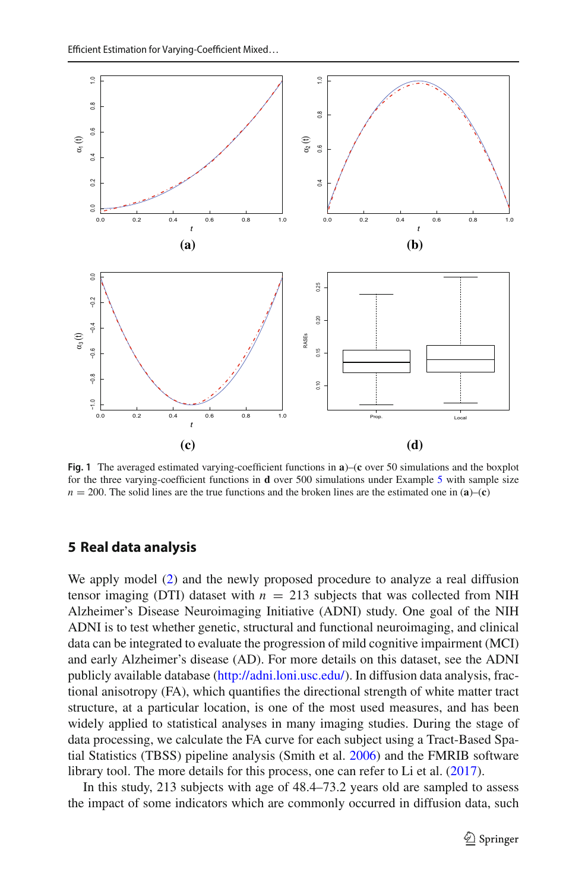Fig. 1 The averaged estimated varying-coefficient functions in **a**)–(**c** over 50 simulations and the boxplot for the three varying-coefficient functions in **d** over 500 simulations under Example 5 with sample size $n = 200$. The solid lines are the true functions and the broken lines are the estimated one in (**a**)–(**c**)

## 5 Real data analysis

We apply model (2) and the newly proposed procedure to analyze a real diffusion tensor imaging (DTI) dataset with $n = 213$ subjects that was collected from NIH Alzheimer's Disease Neuroimaging Initiative (ADNI) study. One goal of the NIH ADNI is to test whether genetic, structural and functional neuroimaging, and clinical data can be integrated to evaluate the progression of mild cognitive impairment (MCI) and early Alzheimer's disease (AD). For more details on this dataset, see the ADNI publicly available database (http://adni.loni.usc.edu/). In diffusion data analysis, fractional anisotropy (FA), which quantifies the directional strength of white matter tract structure, at a particular location, is one of the most used measures, and has been widely applied to statistical analyses in many imaging studies. During the stage of data processing, we calculate the FA curve for each subject using a Tract-Based Spatial Statistics (TBSS) pipeline analysis (Smith et al. 2006) and the FMRIB software library tool. The more details for this process, one can refer to Li et al. (2017).

In this study, 213 subjects with age of 48.4–73.2 years old are sampled to assess the impact of some indicators which are commonly occurred in diffusion data, such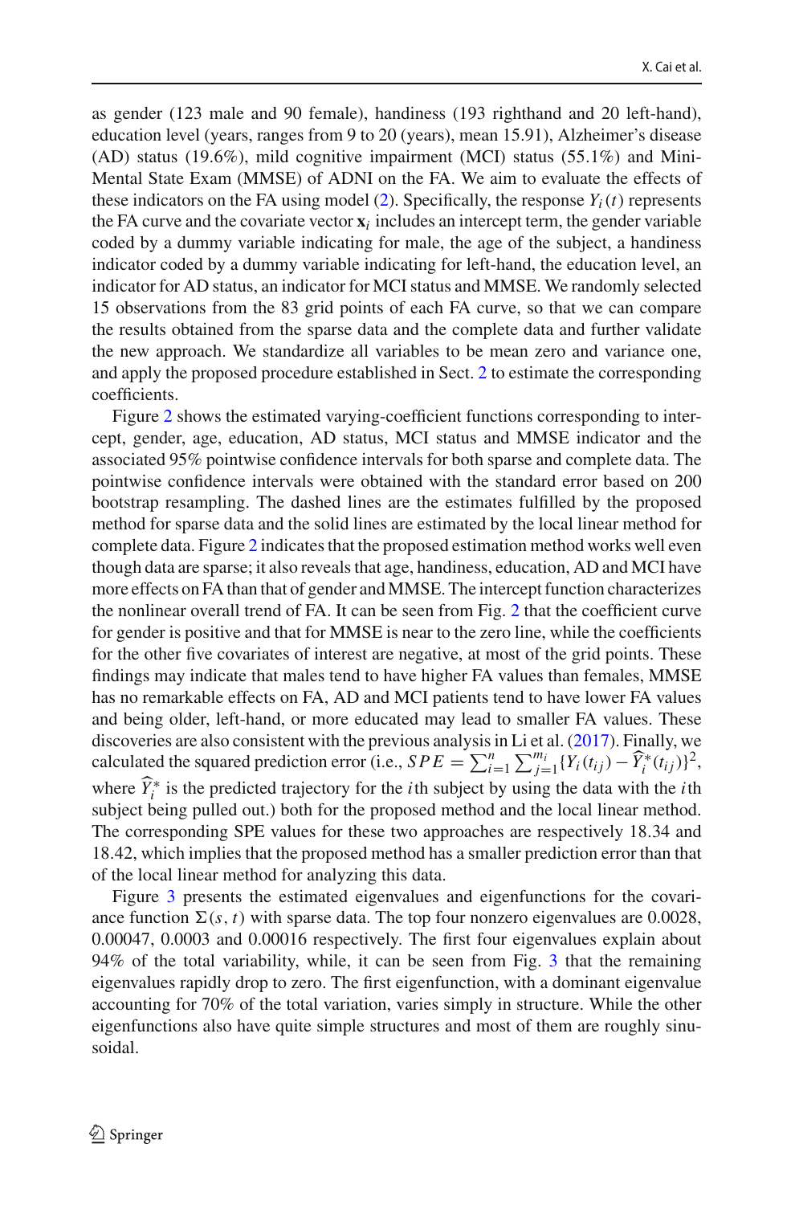as gender (123 male and 90 female), handiness (193 righthand and 20 left-hand), education level (years, ranges from 9 to 20 (years), mean 15.91), Alzheimer's disease (AD) status (19.6%), mild cognitive impairment (MCI) status (55.1%) and Mini-Mental State Exam (MMSE) of ADNI on the FA. We aim to evaluate the effects of these indicators on the FA using model (2). Specifically, the response $Y_i(t)$ represents the FA curve and the covariate vector $\mathbf{x}_i$ includes an intercept term, the gender variable coded by a dummy variable indicating for male, the age of the subject, a handiness indicator coded by a dummy variable indicating for left-hand, the education level, an indicator for AD status, an indicator for MCI status and MMSE. We randomly selected 15 observations from the 83 grid points of each FA curve, so that we can compare the results obtained from the sparse data and the complete data and further validate the new approach. We standardize all variables to be mean zero and variance one, and apply the proposed procedure established in Sect. 2 to estimate the corresponding coefficients.

Figure 2 shows the estimated varying-coefficient functions corresponding to intercept, gender, age, education, AD status, MCI status and MMSE indicator and the associated 95% pointwise confidence intervals for both sparse and complete data. The pointwise confidence intervals were obtained with the standard error based on 200 bootstrap resampling. The dashed lines are the estimates fulfilled by the proposed method for sparse data and the solid lines are estimated by the local linear method for complete data. Figure 2 indicates that the proposed estimation method works well even though data are sparse; it also reveals that age, handiness, education, AD and MCI have more effects on FA than that of gender and MMSE. The intercept function characterizes the nonlinear overall trend of FA. It can be seen from Fig. 2 that the coefficient curve for gender is positive and that for MMSE is near to the zero line, while the coefficients for the other five covariates of interest are negative, at most of the grid points. These findings may indicate that males tend to have higher FA values than females, MMSE has no remarkable effects on FA, AD and MCI patients tend to have lower FA values and being older, left-hand, or more educated may lead to smaller FA values. These discoveries are also consistent with the previous analysis in Li et al. (2017). Finally, we calculated the squared prediction error (i.e., $SPE = \sum_{i=1}^{n} \sum_{j=1}^{m_i} \{Y_i(t_{ij}) - \widehat{Y}_i^*(t_{ij})\}^2$, where $\widehat{Y}_i^*$ is the predicted trajectory for the $i$th subject by using the data with the $i$th subject being pulled out.) both for the proposed method and the local linear method. The corresponding SPE values for these two approaches are respectively 18.34 and 18.42, which implies that the proposed method has a smaller prediction error than that of the local linear method for analyzing this data.

Figure 3 presents the estimated eigenvalues and eigenfunctions for the covariance function $\Sigma(s, t)$ with sparse data. The top four nonzero eigenvalues are 0.0028, 0.00047, 0.0003 and 0.00016 respectively. The first four eigenvalues explain about 94% of the total variability, while, it can be seen from Fig. 3 that the remaining eigenvalues rapidly drop to zero. The first eigenfunction, with a dominant eigenvalue accounting for 70% of the total variation, varies simply in structure. While the other eigenfunctions also have quite simple structures and most of them are roughly sinusoidal.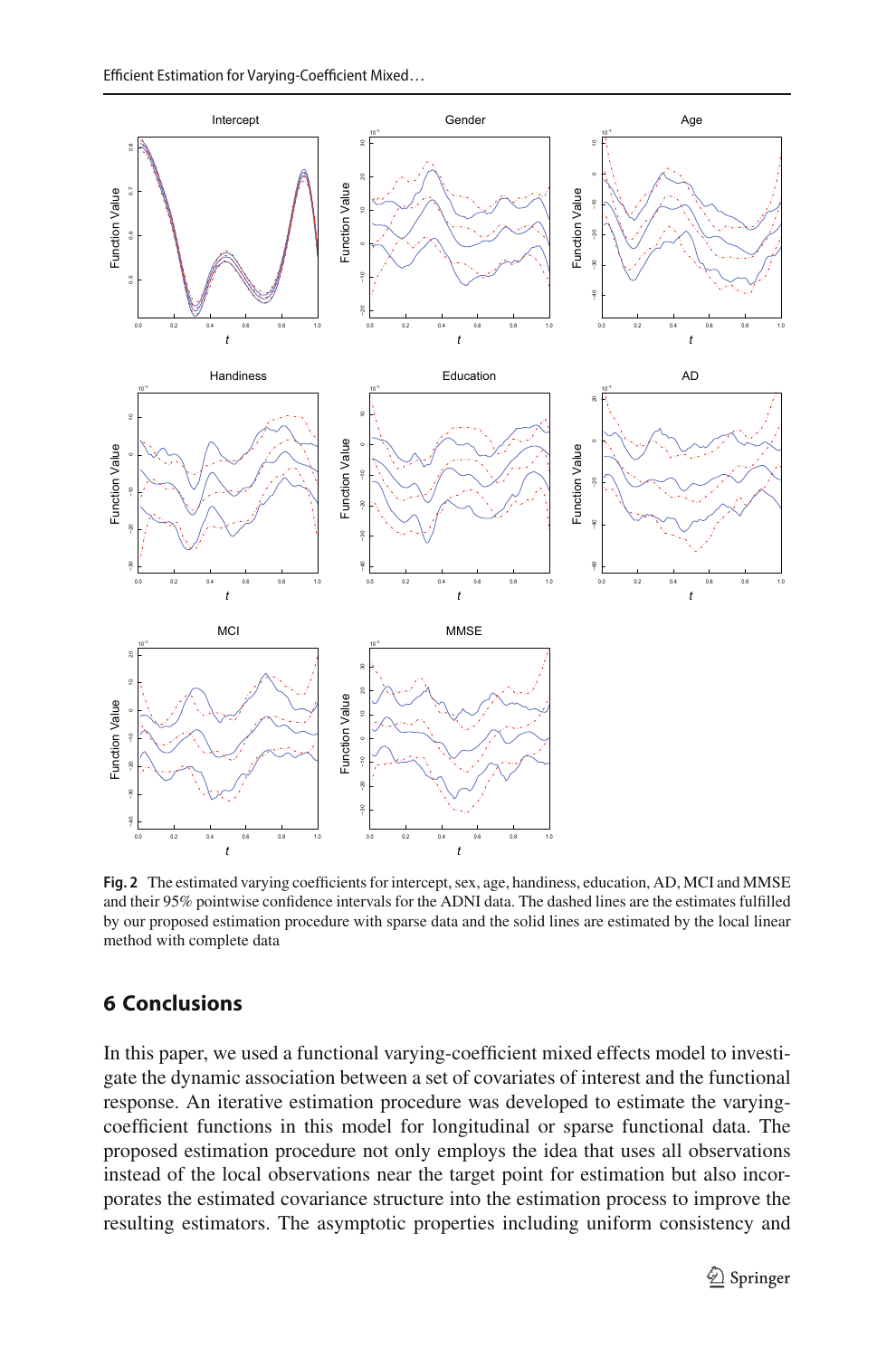**Fig. 2** The estimated varying coefficients for intercept, sex, age, handiness, education, AD, MCI and MMSE and their 95% pointwise confidence intervals for the ADNI data. The dashed lines are the estimates fulfilled by our proposed estimation procedure with sparse data and the solid lines are estimated by the local linear method with complete data

## 6 Conclusions

In this paper, we used a functional varying-coefficient mixed effects model to investigate the dynamic association between a set of covariates of interest and the functional response. An iterative estimation procedure was developed to estimate the varying-coefficient functions in this model for longitudinal or sparse functional data. The proposed estimation procedure not only employs the idea that uses all observations instead of the local observations near the target point for estimation but also incorporates the estimated covariance structure into the estimation process to improve the resulting estimators. The asymptotic properties including uniform consistency and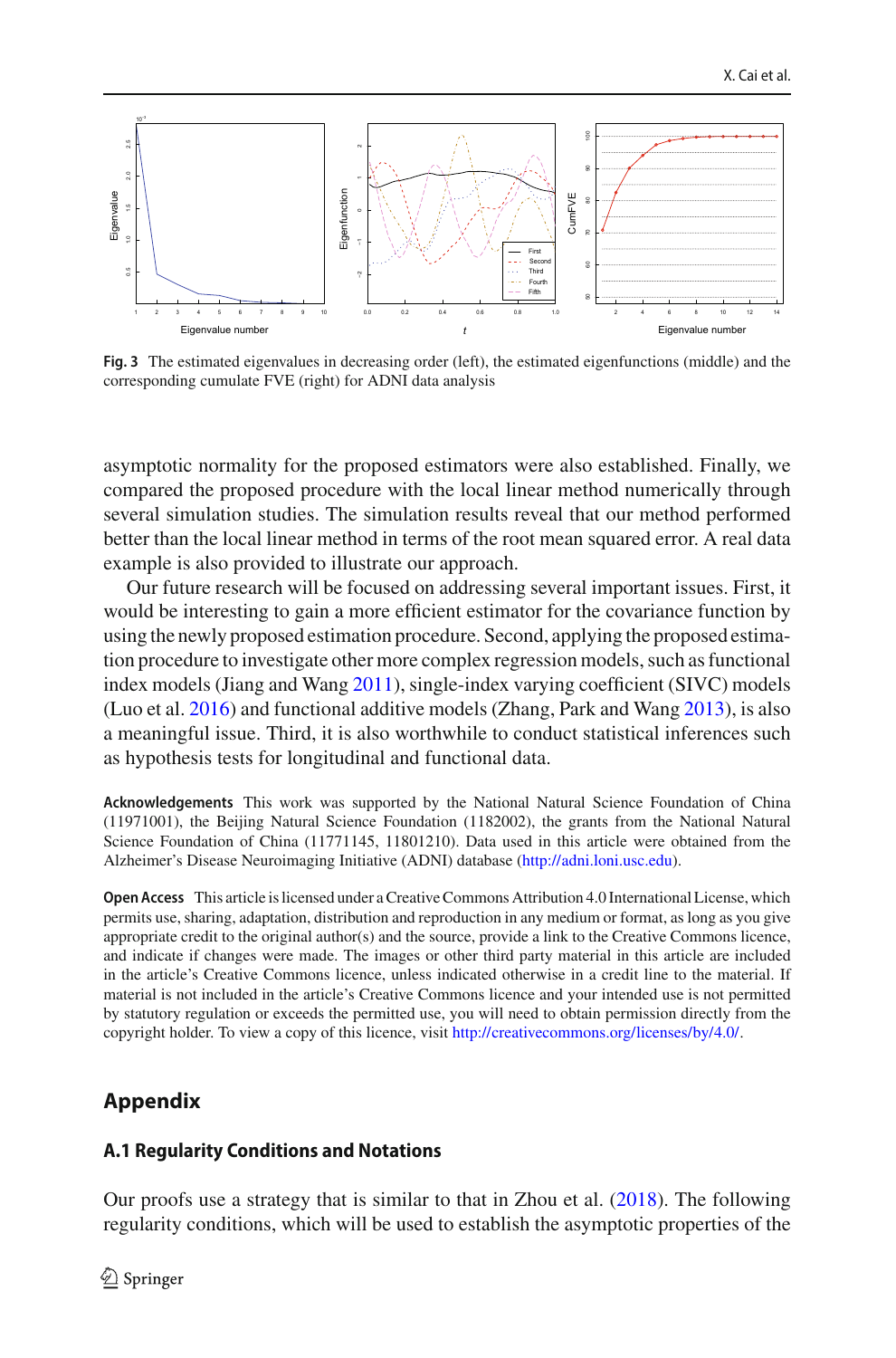**Fig. 3** The estimated eigenvalues in decreasing order (left), the estimated eigenfunctions (middle) and the corresponding cumulate FVE (right) for ADNI data analysis

asymptotic normality for the proposed estimators were also established. Finally, we compared the proposed procedure with the local linear method numerically through several simulation studies. The simulation results reveal that our method performed better than the local linear method in terms of the root mean squared error. A real data example is also provided to illustrate our approach.

Our future research will be focused on addressing several important issues. First, it would be interesting to gain a more efficient estimator for the covariance function by using the newly proposed estimation procedure. Second, applying the proposed estimation procedure to investigate other more complex regression models, such as functional index models (Jiang and Wang 2011), single-index varying coefficient (SIVC) models (Luo et al. 2016) and functional additive models (Zhang, Park and Wang 2013), is also a meaningful issue. Third, it is also worthwhile to conduct statistical inferences such as hypothesis tests for longitudinal and functional data.

**Acknowledgements** This work was supported by the National Natural Science Foundation of China (11971001), the Beijing Natural Science Foundation (1182002), the grants from the National Natural Science Foundation of China (11771145, 11801210). Data used in this article were obtained from the Alzheimer's Disease Neuroimaging Initiative (ADNI) database (http://adni.loni.usc.edu).

**Open Access** This article is licensed under a Creative Commons Attribution 4.0 International License, which permits use, sharing, adaptation, distribution and reproduction in any medium or format, as long as you give appropriate credit to the original author(s) and the source, provide a link to the Creative Commons licence, and indicate if changes were made. The images or other third party material in this article are included in the article's Creative Commons licence, unless indicated otherwise in a credit line to the material. If material is not included in the article's Creative Commons licence and your intended use is not permitted by statutory regulation or exceeds the permitted use, you will need to obtain permission directly from the copyright holder. To view a copy of this licence, visit http://creativecommons.org/licenses/by/4.0/.

## Appendix

### A.1 Regularity Conditions and Notations

Our proofs use a strategy that is similar to that in Zhou et al. (2018). The following regularity conditions, which will be used to establish the asymptotic properties of the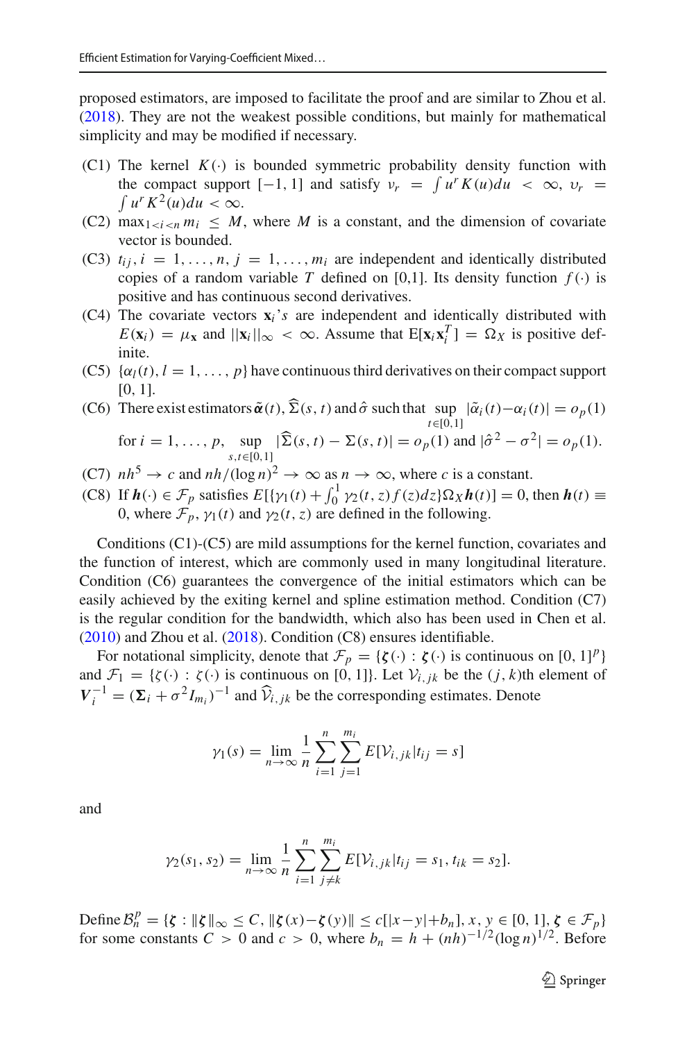proposed estimators, are imposed to facilitate the proof and are similar to Zhou et al. (2018). They are not the weakest possible conditions, but mainly for mathematical simplicity and may be modified if necessary.

- (C1) The kernel $K(\cdot)$ is bounded symmetric probability density function with the compact support $[-1, 1]$ and satisfy $\nu_r = \int u^r K(u)du < \infty$, $\upsilon_r = \int u^r K^2(u)du < \infty$.
- (C2) $\max_{1<i<n} m_i \leq M$, where $M$ is a constant, and the dimension of covariate vector is bounded.
- (C3) $t_{ij}, i = 1, \ldots, n, j = 1, \ldots, m_i$ are independent and identically distributed copies of a random variable $T$ defined on [0,1]. Its density function $f(\cdot)$ is positive and has continuous second derivatives.
- (C4) The covariate vectors $\mathbf{x}_i$'s are independent and identically distributed with $E(\mathbf{x}_i) = \mu_\mathbf{x}$ and $||\mathbf{x}_i||_\infty < \infty$. Assume that $\mathrm{E}[\mathbf{x}_i\mathbf{x}_i^T] = \Omega_X$ is positive definite.
- (C5) $\{\alpha_l(t), l = 1, \ldots, p\}$ have continuous third derivatives on their compact support [0, 1].
- (C6) There exist estimators $\tilde{\boldsymbol{\alpha}}(t)$, $\widehat{\Sigma}(s,t)$ and $\hat{\sigma}$ such that $\sup_{t\in[0,1]} |\tilde{\alpha}_i(t) - \alpha_i(t)| = o_p(1)$ for $i = 1, \ldots, p$, $\sup_{s,t\in[0,1]} |\widehat{\Sigma}(s,t) - \Sigma(s,t)| = o_p(1)$ and $|\hat{\sigma}^2 - \sigma^2| = o_p(1)$.
- (C7) $nh^5 \to c$ and $nh/(\log n)^2 \to \infty$ as $n \to \infty$, where $c$ is a constant.
- (C8) If $\boldsymbol{h}(\cdot) \in \mathcal{F}_p$ satisfies $E[\{\gamma_1(t) + \int_0^1 \gamma_2(t,z) f(z)dz\}\Omega_X \boldsymbol{h}(t)] = 0$, then $\boldsymbol{h}(t) \equiv 0$, where $\mathcal{F}_p$, $\gamma_1(t)$ and $\gamma_2(t,z)$ are defined in the following.

Conditions (C1)-(C5) are mild assumptions for the kernel function, covariates and the function of interest, which are commonly used in many longitudinal literature. Condition (C6) guarantees the convergence of the initial estimators which can be easily achieved by the exiting kernel and spline estimation method. Condition (C7) is the regular condition for the bandwidth, which also has been used in Chen et al. (2010) and Zhou et al. (2018). Condition (C8) ensures identifiable.

For notational simplicity, denote that $\mathcal{F}_p = \{\boldsymbol{\zeta}(\cdot) : \boldsymbol{\zeta}(\cdot) \text{ is continuous on } [0,1]^p\}$ and $\mathcal{F}_1 = \{\zeta(\cdot) : \zeta(\cdot) \text{ is continuous on } [0,1]\}$. Let $\mathcal{V}_{i,jk}$ be the $(j,k)$th element of $\boldsymbol{V}_i^{-1} = (\boldsymbol{\Sigma}_i + \sigma^2 I_{m_i})^{-1}$ and $\widehat{\mathcal{V}}_{i,jk}$ be the corresponding estimates. Denote

$$\gamma_1(s) = \lim_{n\to\infty} \frac{1}{n} \sum_{i=1}^{n} \sum_{j=1}^{m_i} E[\mathcal{V}_{i,jk} | t_{ij} = s]$$

and

$$\gamma_2(s_1, s_2) = \lim_{n\to\infty} \frac{1}{n} \sum_{i=1}^{n} \sum_{j\neq k}^{m_i} E[\mathcal{V}_{i,jk} | t_{ij} = s_1, t_{ik} = s_2].$$

Define $\mathcal{B}_n^p = \{\boldsymbol{\zeta} : \|\boldsymbol{\zeta}\|_\infty \leq C, \|\boldsymbol{\zeta}(x) - \boldsymbol{\zeta}(y)\| \leq c[|x-y| + b_n], x, y \in [0,1], \boldsymbol{\zeta} \in \mathcal{F}_p\}$ for some constants $C > 0$ and $c > 0$, where $b_n = h + (nh)^{-1/2}(\log n)^{1/2}$. Before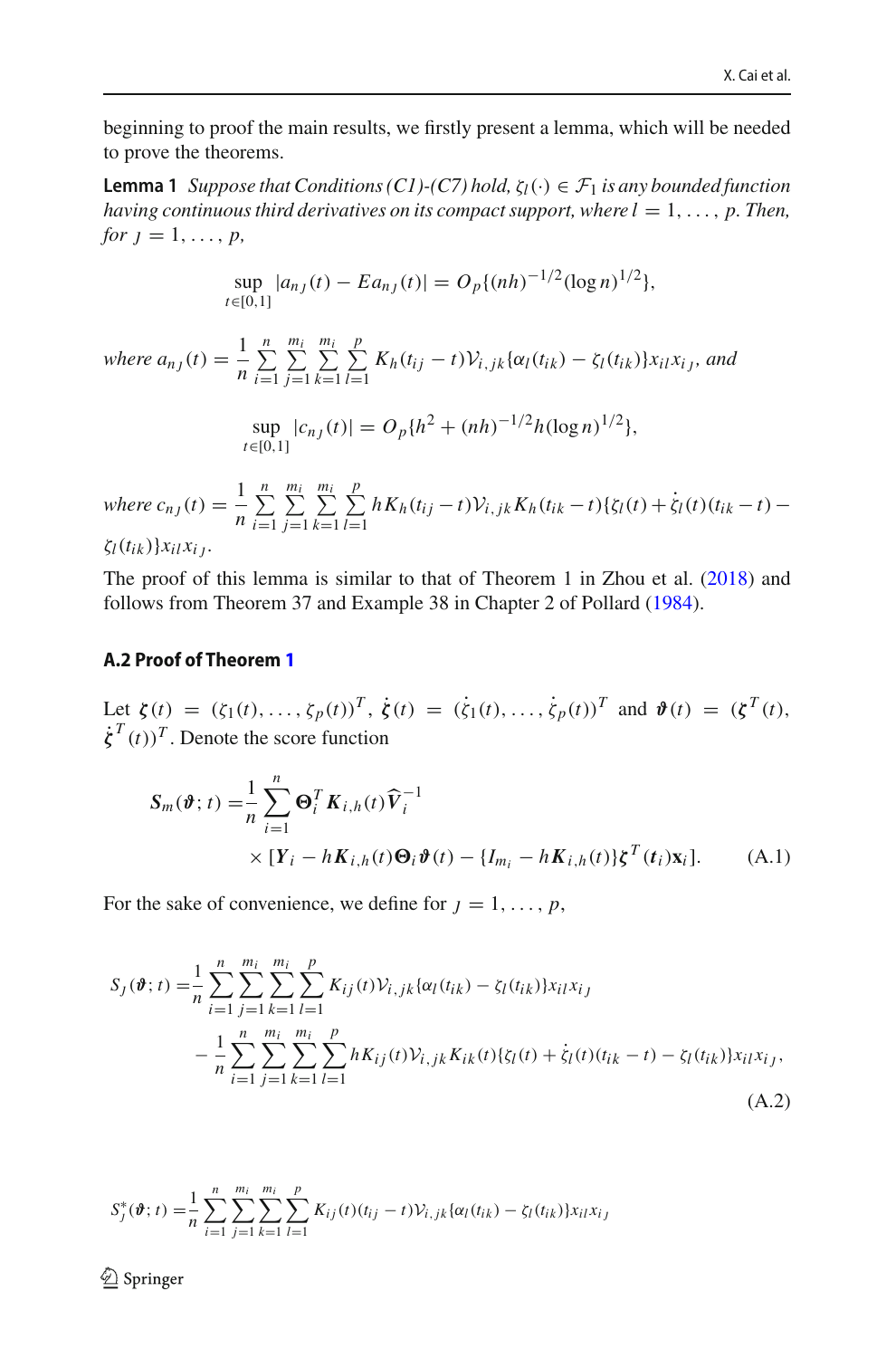beginning to proof the main results, we firstly present a lemma, which will be needed to prove the theorems.

**Lemma 1** *Suppose that Conditions (C1)-(C7) hold, $\zeta_l(\cdot) \in \mathcal{F}_1$ is any bounded function having continuous third derivatives on its compact support, where $l = 1, \ldots, p$. Then, for $\jmath = 1, \ldots, p$,*

$$\sup_{t\in[0,1]} |a_{n\jmath}(t) - Ea_{n\jmath}(t)| = O_p\{(nh)^{-1/2}(\log n)^{1/2}\},$$

*where* $a_{n\jmath}(t) = \dfrac{1}{n}\sum_{i=1}^{n}\sum_{j=1}^{m_i}\sum_{k=1}^{m_i}\sum_{l=1}^{p} K_h(t_{ij}-t)\mathcal{V}_{i,jk}\{\alpha_l(t_{ik}) - \zeta_l(t_{ik})\}x_{il}x_{i\jmath}$, *and*

$$\sup_{t\in[0,1]} |c_{n\jmath}(t)| = O_p\{h^2 + (nh)^{-1/2}h(\log n)^{1/2}\},$$

*where* $c_{n\jmath}(t) = \dfrac{1}{n}\sum_{i=1}^{n}\sum_{j=1}^{m_i}\sum_{k=1}^{m_i}\sum_{l=1}^{p} hK_h(t_{ij}-t)\mathcal{V}_{i,jk}K_h(t_{ik}-t)\{\zeta_l(t) + \dot{\zeta}_l(t)(t_{ik}-t) - \zeta_l(t_{ik})\}x_{il}x_{i\jmath}$.

The proof of this lemma is similar to that of Theorem 1 in Zhou et al. (2018) and follows from Theorem 37 and Example 38 in Chapter 2 of Pollard (1984).

### A.2 Proof of Theorem 1

Let $\boldsymbol{\zeta}(t) = (\zeta_1(t), \ldots, \zeta_p(t))^T$, $\dot{\boldsymbol{\zeta}}(t) = (\dot{\zeta}_1(t), \ldots, \dot{\zeta}_p(t))^T$ and $\boldsymbol{\vartheta}(t) = (\boldsymbol{\zeta}^T(t), \dot{\boldsymbol{\zeta}}^T(t))^T$. Denote the score function

$$\begin{aligned} \boldsymbol{S}_m(\boldsymbol{\vartheta}; t) =& \frac{1}{n}\sum_{i=1}^{n} \boldsymbol{\Theta}_i^T \boldsymbol{K}_{i,h}(t)\widehat{\boldsymbol{V}}_i^{-1} \\ &\times [\boldsymbol{Y}_i - h\boldsymbol{K}_{i,h}(t)\boldsymbol{\Theta}_i\boldsymbol{\vartheta}(t) - \{I_{m_i} - h\boldsymbol{K}_{i,h}(t)\}\boldsymbol{\zeta}^T(\boldsymbol{t}_i)\mathbf{x}_i]. \end{aligned} \tag{A.1}$$

For the sake of convenience, we define for $\jmath = 1, \ldots, p$,

$$\begin{aligned} S_\jmath(\boldsymbol{\vartheta}; t) =& \frac{1}{n}\sum_{i=1}^{n}\sum_{j=1}^{m_i}\sum_{k=1}^{m_i}\sum_{l=1}^{p} K_{ij}(t)\mathcal{V}_{i,jk}\{\alpha_l(t_{ik}) - \zeta_l(t_{ik})\}x_{il}x_{i\jmath} \\ &- \frac{1}{n}\sum_{i=1}^{n}\sum_{j=1}^{m_i}\sum_{k=1}^{m_i}\sum_{l=1}^{p} hK_{ij}(t)\mathcal{V}_{i,jk}K_{ik}(t)\{\zeta_l(t) + \dot{\zeta}_l(t)(t_{ik}-t) - \zeta_l(t_{ik})\}x_{il}x_{i\jmath}, \end{aligned} \tag{A.2}$$

$$S_\jmath^*(\boldsymbol{\vartheta}; t) = \frac{1}{n}\sum_{i=1}^{n}\sum_{j=1}^{m_i}\sum_{k=1}^{m_i}\sum_{l=1}^{p} K_{ij}(t)(t_{ij}-t)\mathcal{V}_{i,jk}\{\alpha_l(t_{ik}) - \zeta_l(t_{ik})\}x_{il}x_{i\jmath}$$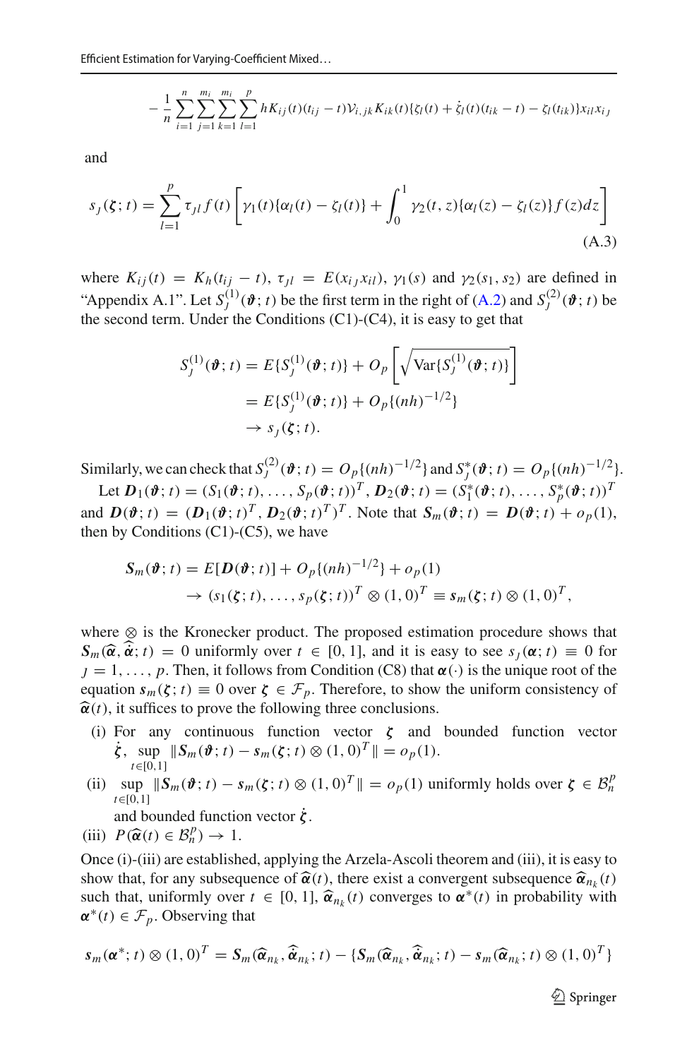$$
-\frac{1}{n}\sum_{i=1}^{n}\sum_{j=1}^{m_i}\sum_{k=1}^{m_i}\sum_{l=1}^{p} hK_{ij}(t)(t_{ij}-t)\mathcal{V}_{i,jk}K_{ik}(t)\{\zeta_l(t)+\dot{\zeta}_l(t)(t_{ik}-t)-\zeta_l(t_{ik})\}x_{il}x_{ij}
$$

and

$$
s_j(\boldsymbol{\zeta};t)=\sum_{l=1}^{p}\tau_{jl}f(t)\left[\gamma_1(t)\{\alpha_l(t)-\zeta_l(t)\}+\int_0^1\gamma_2(t,z)\{\alpha_l(z)-\zeta_l(z)\}f(z)dz\right] \tag{A.3}
$$

where $K_{ij}(t)=K_h(t_{ij}-t)$, $\tau_{jl}=E(x_{ij}x_{il})$, $\gamma_1(s)$ and $\gamma_2(s_1,s_2)$ are defined in "Appendix A.1". Let $S_j^{(1)}(\boldsymbol{\vartheta};t)$ be the first term in the right of (A.2) and $S_j^{(2)}(\boldsymbol{\vartheta};t)$ be the second term. Under the Conditions (C1)-(C4), it is easy to get that

$$
\begin{aligned}
S_j^{(1)}(\boldsymbol{\vartheta};t)&=E\{S_j^{(1)}(\boldsymbol{\vartheta};t)\}+O_p\left[\sqrt{\mathrm{Var}\{S_j^{(1)}(\boldsymbol{\vartheta};t)\}}\right]\\
&=E\{S_j^{(1)}(\boldsymbol{\vartheta};t)\}+O_p\{(nh)^{-1/2}\}\\
&\to s_j(\boldsymbol{\zeta};t).
\end{aligned}
$$

Similarly, we can check that $S_j^{(2)}(\boldsymbol{\vartheta};t)=O_p\{(nh)^{-1/2}\}$ and $S_j^{*}(\boldsymbol{\vartheta};t)=O_p\{(nh)^{-1/2}\}$.

Let $\boldsymbol{D}_1(\boldsymbol{\vartheta};t)=(S_1(\boldsymbol{\vartheta};t),\ldots,S_p(\boldsymbol{\vartheta};t))^T$, $\boldsymbol{D}_2(\boldsymbol{\vartheta};t)=(S_1^*(\boldsymbol{\vartheta};t),\ldots,S_p^*(\boldsymbol{\vartheta};t))^T$ and $\boldsymbol{D}(\boldsymbol{\vartheta};t)=(\boldsymbol{D}_1(\boldsymbol{\vartheta};t)^T,\boldsymbol{D}_2(\boldsymbol{\vartheta};t)^T)^T$. Note that $\boldsymbol{S}_m(\boldsymbol{\vartheta};t)=\boldsymbol{D}(\boldsymbol{\vartheta};t)+o_p(1)$, then by Conditions (C1)-(C5), we have

$$
\begin{aligned}
\boldsymbol{S}_m(\boldsymbol{\vartheta};t)&=E[\boldsymbol{D}(\boldsymbol{\vartheta};t)]+O_p\{(nh)^{-1/2}\}+o_p(1)\\
&\to(s_1(\boldsymbol{\zeta};t),\ldots,s_p(\boldsymbol{\zeta};t))^T\otimes(1,0)^T\equiv\boldsymbol{s}_m(\boldsymbol{\zeta};t)\otimes(1,0)^T,
\end{aligned}
$$

where $\otimes$ is the Kronecker product. The proposed estimation procedure shows that $\boldsymbol{S}_m(\widehat{\boldsymbol{\alpha}},\widehat{\dot{\boldsymbol{\alpha}}};t)=0$ uniformly over $t\in[0,1]$, and it is easy to see $s_j(\boldsymbol{\alpha};t)\equiv 0$ for $j=1,\ldots,p$. Then, it follows from Condition (C8) that $\boldsymbol{\alpha}(\cdot)$ is the unique root of the equation $\boldsymbol{s}_m(\boldsymbol{\zeta};t)\equiv 0$ over $\boldsymbol{\zeta}\in\mathcal{F}_p$. Therefore, to show the uniform consistency of $\widehat{\boldsymbol{\alpha}}(t)$, it suffices to prove the following three conclusions.

- (i) For any continuous function vector $\boldsymbol{\zeta}$ and bounded function vector $\dot{\boldsymbol{\zeta}}$, $\sup_{t\in[0,1]}\|\boldsymbol{S}_m(\boldsymbol{\vartheta};t)-\boldsymbol{s}_m(\boldsymbol{\zeta};t)\otimes(1,0)^T\|=o_p(1)$.
- (ii) $\sup_{t\in[0,1]}\|\boldsymbol{S}_m(\boldsymbol{\vartheta};t)-\boldsymbol{s}_m(\boldsymbol{\zeta};t)\otimes(1,0)^T\|=o_p(1)$ uniformly holds over $\boldsymbol{\zeta}\in\mathcal{B}_n^p$ and bounded function vector $\dot{\boldsymbol{\zeta}}$.
- (iii) $P(\widehat{\boldsymbol{\alpha}}(t)\in\mathcal{B}_n^p)\to 1$.

Once (i)-(iii) are established, applying the Arzela-Ascoli theorem and (iii), it is easy to show that, for any subsequence of $\widehat{\boldsymbol{\alpha}}(t)$, there exist a convergent subsequence $\widehat{\boldsymbol{\alpha}}_{n_k}(t)$ such that, uniformly over $t\in[0,1]$, $\widehat{\boldsymbol{\alpha}}_{n_k}(t)$ converges to $\boldsymbol{\alpha}^*(t)$ in probability with $\boldsymbol{\alpha}^*(t)\in\mathcal{F}_p$. Observing that

$$
\boldsymbol{s}_m(\boldsymbol{\alpha}^*;t)\otimes(1,0)^T=\boldsymbol{S}_m(\widehat{\boldsymbol{\alpha}}_{n_k},\widehat{\dot{\boldsymbol{\alpha}}}_{n_k};t)-\{\boldsymbol{S}_m(\widehat{\boldsymbol{\alpha}}_{n_k},\widehat{\dot{\boldsymbol{\alpha}}}_{n_k};t)-\boldsymbol{s}_m(\widehat{\boldsymbol{\alpha}}_{n_k};t)\otimes(1,0)^T\}
$$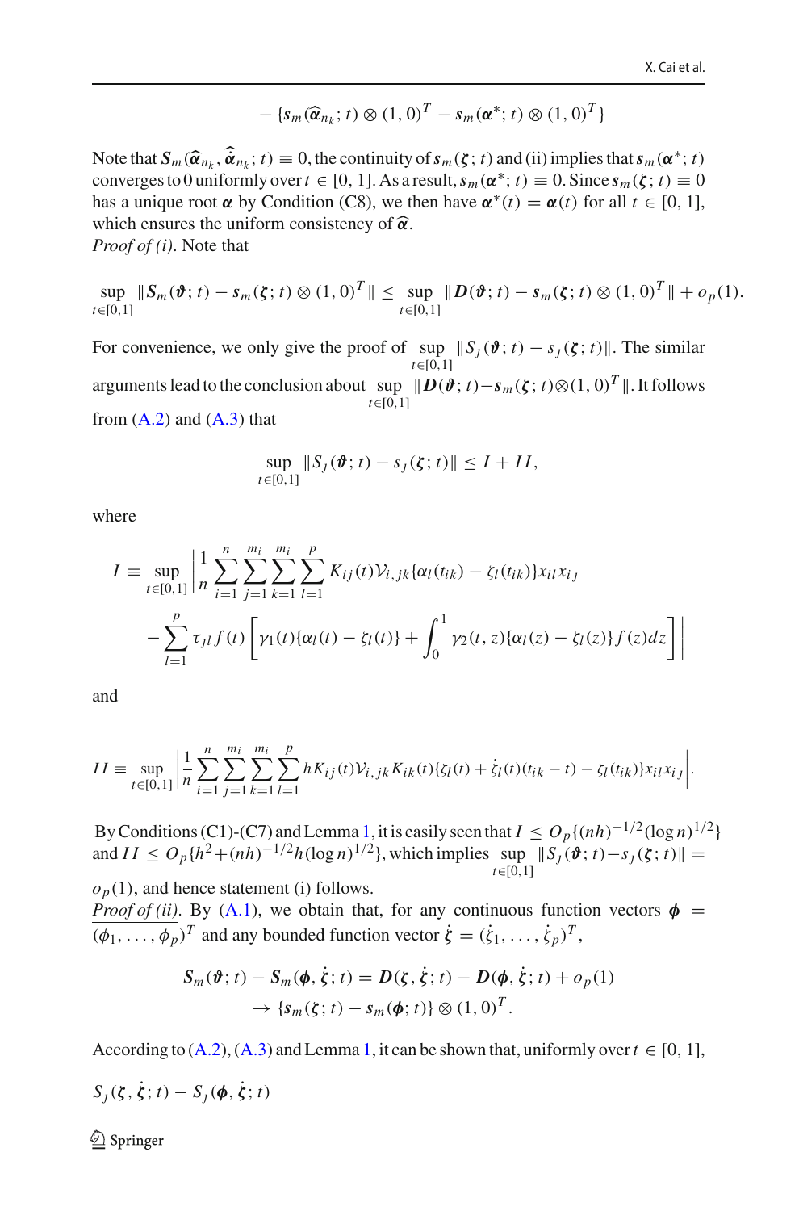$$- \{\boldsymbol{s}_m(\widehat{\boldsymbol{\alpha}}_{n_k}; t) \otimes (1, 0)^T - \boldsymbol{s}_m(\boldsymbol{\alpha}^*; t) \otimes (1, 0)^T\}$$

Note that $\boldsymbol{S}_m(\widehat{\boldsymbol{\alpha}}_{n_k}, \widehat{\dot{\boldsymbol{\alpha}}}_{n_k}; t) \equiv 0$, the continuity of $\boldsymbol{s}_m(\boldsymbol{\zeta}; t)$ and (ii) implies that $\boldsymbol{s}_m(\boldsymbol{\alpha}^*; t)$ converges to 0 uniformly over $t \in [0, 1]$. As a result, $\boldsymbol{s}_m(\boldsymbol{\alpha}^*; t) \equiv 0$. Since $\boldsymbol{s}_m(\boldsymbol{\zeta}; t) \equiv 0$ has a unique root $\boldsymbol{\alpha}$ by Condition (C8), we then have $\boldsymbol{\alpha}^*(t) = \boldsymbol{\alpha}(t)$ for all $t \in [0, 1]$, which ensures the uniform consistency of $\widehat{\boldsymbol{\alpha}}$.

*Proof of (i)*. Note that

$$\sup_{t\in[0,1]} \|\boldsymbol{S}_m(\boldsymbol{\vartheta}; t) - \boldsymbol{s}_m(\boldsymbol{\zeta}; t) \otimes (1, 0)^T\| \leq \sup_{t\in[0,1]} \|\boldsymbol{D}(\boldsymbol{\vartheta}; t) - \boldsymbol{s}_m(\boldsymbol{\zeta}; t) \otimes (1, 0)^T\| + o_p(1).$$

For convenience, we only give the proof of $\sup_{t\in[0,1]} \|S_j(\boldsymbol{\vartheta}; t) - s_j(\boldsymbol{\zeta}; t)\|$. The similar arguments lead to the conclusion about $\sup_{t\in[0,1]} \|\boldsymbol{D}(\boldsymbol{\vartheta}; t) - \boldsymbol{s}_m(\boldsymbol{\zeta}; t) \otimes (1, 0)^T\|$. It follows from (A.2) and (A.3) that

$$\sup_{t\in[0,1]} \|S_j(\boldsymbol{\vartheta}; t) - s_j(\boldsymbol{\zeta}; t)\| \leq I + II,$$

where

$$I \equiv \sup_{t\in[0,1]} \left| \frac{1}{n} \sum_{i=1}^{n} \sum_{j=1}^{m_i} \sum_{k=1}^{m_i} \sum_{l=1}^{p} K_{ij}(t) \mathcal{V}_{i,jk} \{\alpha_l(t_{ik}) - \zeta_l(t_{ik})\} x_{il} x_{ij} \right.$$
$$\left. - \sum_{l=1}^{p} \tau_{jl} f(t) \left[ \gamma_1(t)\{\alpha_l(t) - \zeta_l(t)\} + \int_0^1 \gamma_2(t, z)\{\alpha_l(z) - \zeta_l(z)\} f(z) dz \right] \right|$$

and

$$II \equiv \sup_{t\in[0,1]} \left| \frac{1}{n} \sum_{i=1}^{n} \sum_{j=1}^{m_i} \sum_{k=1}^{m_i} \sum_{l=1}^{p} h K_{ij}(t) \mathcal{V}_{i,jk} K_{ik}(t) \{\zeta_l(t) + \dot{\zeta}_l(t)(t_{ik} - t) - \zeta_l(t_{ik})\} x_{il} x_{ij} \right|.$$

By Conditions (C1)-(C7) and Lemma 1, it is easily seen that $I \leq O_p\{(nh)^{-1/2}(\log n)^{1/2}\}$ and $II \leq O_p\{h^2 + (nh)^{-1/2} h (\log n)^{1/2}\}$, which implies $\sup_{t\in[0,1]} \|S_j(\boldsymbol{\vartheta}; t) - s_j(\boldsymbol{\zeta}; t)\| = o_p(1)$, and hence statement (i) follows.

*Proof of (ii)*. By (A.1), we obtain that, for any continuous function vectors $\boldsymbol{\phi} = (\phi_1, \ldots, \phi_p)^T$ and any bounded function vector $\dot{\boldsymbol{\zeta}} = (\dot{\zeta}_1, \ldots, \dot{\zeta}_p)^T$,

$$\begin{aligned}\boldsymbol{S}_m(\boldsymbol{\vartheta}; t) - \boldsymbol{S}_m(\boldsymbol{\phi}, \dot{\boldsymbol{\zeta}}; t) &= \boldsymbol{D}(\boldsymbol{\zeta}, \dot{\boldsymbol{\zeta}}; t) - \boldsymbol{D}(\boldsymbol{\phi}, \dot{\boldsymbol{\zeta}}; t) + o_p(1) \\ &\to \{\boldsymbol{s}_m(\boldsymbol{\zeta}; t) - \boldsymbol{s}_m(\boldsymbol{\phi}; t)\} \otimes (1, 0)^T.\end{aligned}$$

According to (A.2), (A.3) and Lemma 1, it can be shown that, uniformly over $t \in [0, 1]$,

$$S_j(\boldsymbol{\zeta}, \dot{\boldsymbol{\zeta}}; t) - S_j(\boldsymbol{\phi}, \dot{\boldsymbol{\zeta}}; t)$$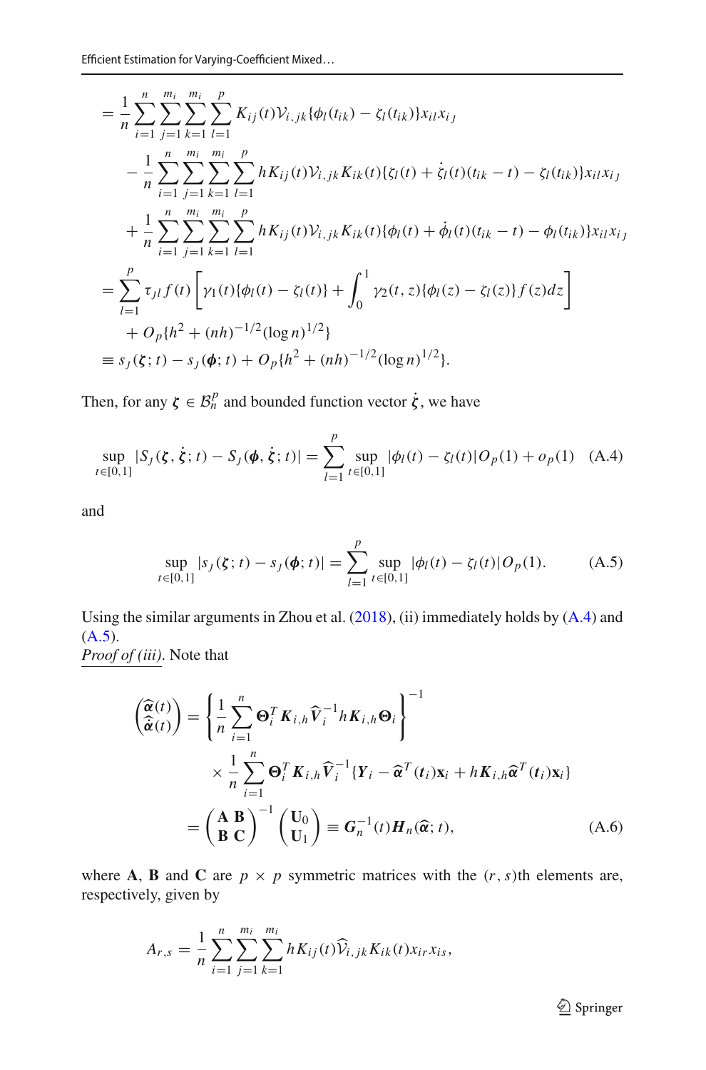$$
\begin{aligned}
&= \frac{1}{n}\sum_{i=1}^{n}\sum_{j=1}^{m_i}\sum_{k=1}^{m_i}\sum_{l=1}^{p} K_{ij}(t)\mathcal{V}_{i,jk}\{\phi_l(t_{ik}) - \zeta_l(t_{ik})\}x_{il}x_{i\jmath} \\
&\quad - \frac{1}{n}\sum_{i=1}^{n}\sum_{j=1}^{m_i}\sum_{k=1}^{m_i}\sum_{l=1}^{p} hK_{ij}(t)\mathcal{V}_{i,jk}K_{ik}(t)\{\zeta_l(t) + \dot{\zeta}_l(t)(t_{ik}-t) - \zeta_l(t_{ik})\}x_{il}x_{i\jmath} \\
&\quad + \frac{1}{n}\sum_{i=1}^{n}\sum_{j=1}^{m_i}\sum_{k=1}^{m_i}\sum_{l=1}^{p} hK_{ij}(t)\mathcal{V}_{i,jk}K_{ik}(t)\{\phi_l(t) + \dot{\phi}_l(t)(t_{ik}-t) - \phi_l(t_{ik})\}x_{il}x_{i\jmath} \\
&= \sum_{l=1}^{p}\tau_{\jmath l}f(t)\left[\gamma_1(t)\{\phi_l(t) - \zeta_l(t)\} + \int_0^1 \gamma_2(t,z)\{\phi_l(z) - \zeta_l(z)\}f(z)dz\right] \\
&\quad + O_p\{h^2 + (nh)^{-1/2}(\log n)^{1/2}\} \\
&\equiv s_\jmath(\boldsymbol{\zeta};t) - s_\jmath(\boldsymbol{\phi};t) + O_p\{h^2 + (nh)^{-1/2}(\log n)^{1/2}\}.
\end{aligned}
$$

Then, for any $\boldsymbol{\zeta} \in \mathcal{B}_n^p$ and bounded function vector $\dot{\boldsymbol{\zeta}}$, we have

$$
\sup_{t\in[0,1]} |S_\jmath(\boldsymbol{\zeta}, \dot{\boldsymbol{\zeta}}; t) - S_\jmath(\boldsymbol{\phi}, \dot{\boldsymbol{\zeta}}; t)| = \sum_{l=1}^{p}\sup_{t\in[0,1]}|\phi_l(t) - \zeta_l(t)|O_p(1) + o_p(1) \quad \text{(A.4)}
$$

and

$$
\sup_{t\in[0,1]} |s_\jmath(\boldsymbol{\zeta}; t) - s_\jmath(\boldsymbol{\phi}; t)| = \sum_{l=1}^{p}\sup_{t\in[0,1]}|\phi_l(t) - \zeta_l(t)|O_p(1). \quad \text{(A.5)}
$$

Using the similar arguments in Zhou et al. (2018), (ii) immediately holds by (A.4) and (A.5).

*Proof of (iii)*. Note that

$$
\begin{aligned}
\begin{pmatrix}\widehat{\boldsymbol{\alpha}}(t)\\ \widehat{\dot{\boldsymbol{\alpha}}}(t)\end{pmatrix} &= \left\{\frac{1}{n}\sum_{i=1}^{n}\boldsymbol{\Theta}_i^T\boldsymbol{K}_{i,h}\widehat{\boldsymbol{V}}_i^{-1}h\boldsymbol{K}_{i,h}\boldsymbol{\Theta}_i\right\}^{-1} \\
&\quad\times \frac{1}{n}\sum_{i=1}^{n}\boldsymbol{\Theta}_i^T\boldsymbol{K}_{i,h}\widehat{\boldsymbol{V}}_i^{-1}\{\boldsymbol{Y}_i - \widehat{\boldsymbol{\alpha}}^T(\boldsymbol{t}_i)\mathbf{x}_i + h\boldsymbol{K}_{i,h}\widehat{\boldsymbol{\alpha}}^T(\boldsymbol{t}_i)\mathbf{x}_i\} \\
&= \begin{pmatrix}\mathbf{A} & \mathbf{B}\\ \mathbf{B} & \mathbf{C}\end{pmatrix}^{-1}\begin{pmatrix}\mathbf{U}_0\\ \mathbf{U}_1\end{pmatrix} \equiv \boldsymbol{G}_n^{-1}(t)\boldsymbol{H}_n(\widehat{\boldsymbol{\alpha}};t),
\end{aligned} \quad \text{(A.6)}
$$

where $\mathbf{A}$, $\mathbf{B}$ and $\mathbf{C}$ are $p \times p$ symmetric matrices with the $(r, s)$th elements are, respectively, given by

$$
A_{r,s} = \frac{1}{n}\sum_{i=1}^{n}\sum_{j=1}^{m_i}\sum_{k=1}^{m_i} hK_{ij}(t)\widehat{\mathcal{V}}_{i,jk}K_{ik}(t)x_{ir}x_{is},
$$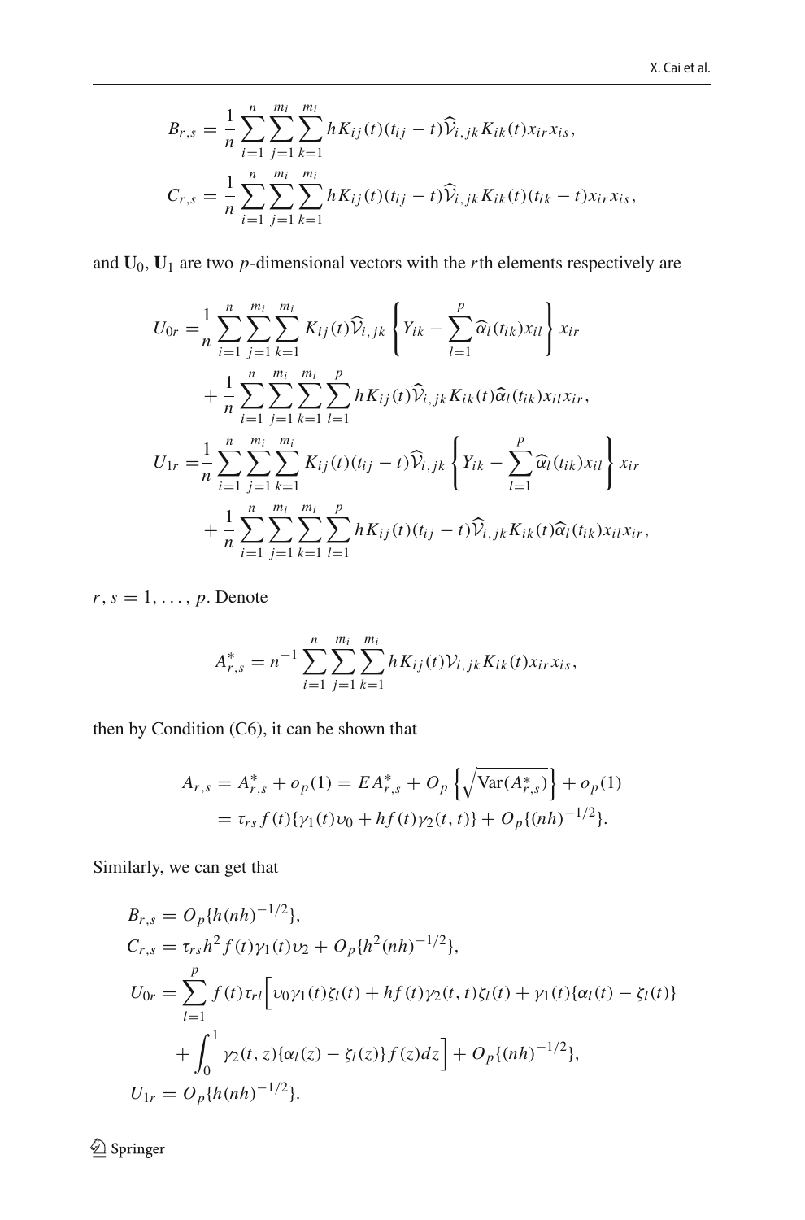$$
B_{r,s} = \frac{1}{n}\sum_{i=1}^{n}\sum_{j=1}^{m_i}\sum_{k=1}^{m_i} hK_{ij}(t)(t_{ij}-t)\widehat{\mathcal{V}}_{i,jk}K_{ik}(t)x_{ir}x_{is},
$$

$$
C_{r,s} = \frac{1}{n}\sum_{i=1}^{n}\sum_{j=1}^{m_i}\sum_{k=1}^{m_i} hK_{ij}(t)(t_{ij}-t)\widehat{\mathcal{V}}_{i,jk}K_{ik}(t)(t_{ik}-t)x_{ir}x_{is},
$$

and $\mathbf{U}_0, \mathbf{U}_1$ are two $p$-dimensional vectors with the $r$th elements respectively are

$$
\begin{aligned}
U_{0r} =& \frac{1}{n}\sum_{i=1}^{n}\sum_{j=1}^{m_i}\sum_{k=1}^{m_i} K_{ij}(t)\widehat{\mathcal{V}}_{i,jk}\left\{Y_{ik} - \sum_{l=1}^{p}\widehat{\alpha}_l(t_{ik})x_{il}\right\}x_{ir} \\
&+ \frac{1}{n}\sum_{i=1}^{n}\sum_{j=1}^{m_i}\sum_{k=1}^{m_i}\sum_{l=1}^{p} hK_{ij}(t)\widehat{\mathcal{V}}_{i,jk}K_{ik}(t)\widehat{\alpha}_l(t_{ik})x_{il}x_{ir}, \\
U_{1r} =& \frac{1}{n}\sum_{i=1}^{n}\sum_{j=1}^{m_i}\sum_{k=1}^{m_i} K_{ij}(t)(t_{ij}-t)\widehat{\mathcal{V}}_{i,jk}\left\{Y_{ik} - \sum_{l=1}^{p}\widehat{\alpha}_l(t_{ik})x_{il}\right\}x_{ir} \\
&+ \frac{1}{n}\sum_{i=1}^{n}\sum_{j=1}^{m_i}\sum_{k=1}^{m_i}\sum_{l=1}^{p} hK_{ij}(t)(t_{ij}-t)\widehat{\mathcal{V}}_{i,jk}K_{ik}(t)\widehat{\alpha}_l(t_{ik})x_{il}x_{ir},
\end{aligned}
$$

$r, s = 1, \ldots, p$. Denote

$$
A^*_{r,s} = n^{-1}\sum_{i=1}^{n}\sum_{j=1}^{m_i}\sum_{k=1}^{m_i} hK_{ij}(t)\mathcal{V}_{i,jk}K_{ik}(t)x_{ir}x_{is},
$$

then by Condition (C6), it can be shown that

$$
\begin{aligned}
A_{r,s} &= A^*_{r,s} + o_p(1) = EA^*_{r,s} + O_p\left\{\sqrt{\mathrm{Var}(A^*_{r,s})}\right\} + o_p(1) \\
&= \tau_{rs} f(t)\{\gamma_1(t)\upsilon_0 + hf(t)\gamma_2(t,t)\} + O_p\{(nh)^{-1/2}\}.
\end{aligned}
$$

Similarly, we can get that

$$
\begin{aligned}
B_{r,s} &= O_p\{h(nh)^{-1/2}\}, \\
C_{r,s} &= \tau_{rs}h^2 f(t)\gamma_1(t)\upsilon_2 + O_p\{h^2(nh)^{-1/2}\}, \\
U_{0r} &= \sum_{l=1}^{p} f(t)\tau_{rl}\Big[\upsilon_0\gamma_1(t)\zeta_l(t) + hf(t)\gamma_2(t,t)\zeta_l(t) + \gamma_1(t)\{\alpha_l(t) - \zeta_l(t)\} \\
&\quad + \int_0^1 \gamma_2(t,z)\{\alpha_l(z) - \zeta_l(z)\}f(z)dz\Big] + O_p\{(nh)^{-1/2}\}, \\
U_{1r} &= O_p\{h(nh)^{-1/2}\}.
\end{aligned}
$$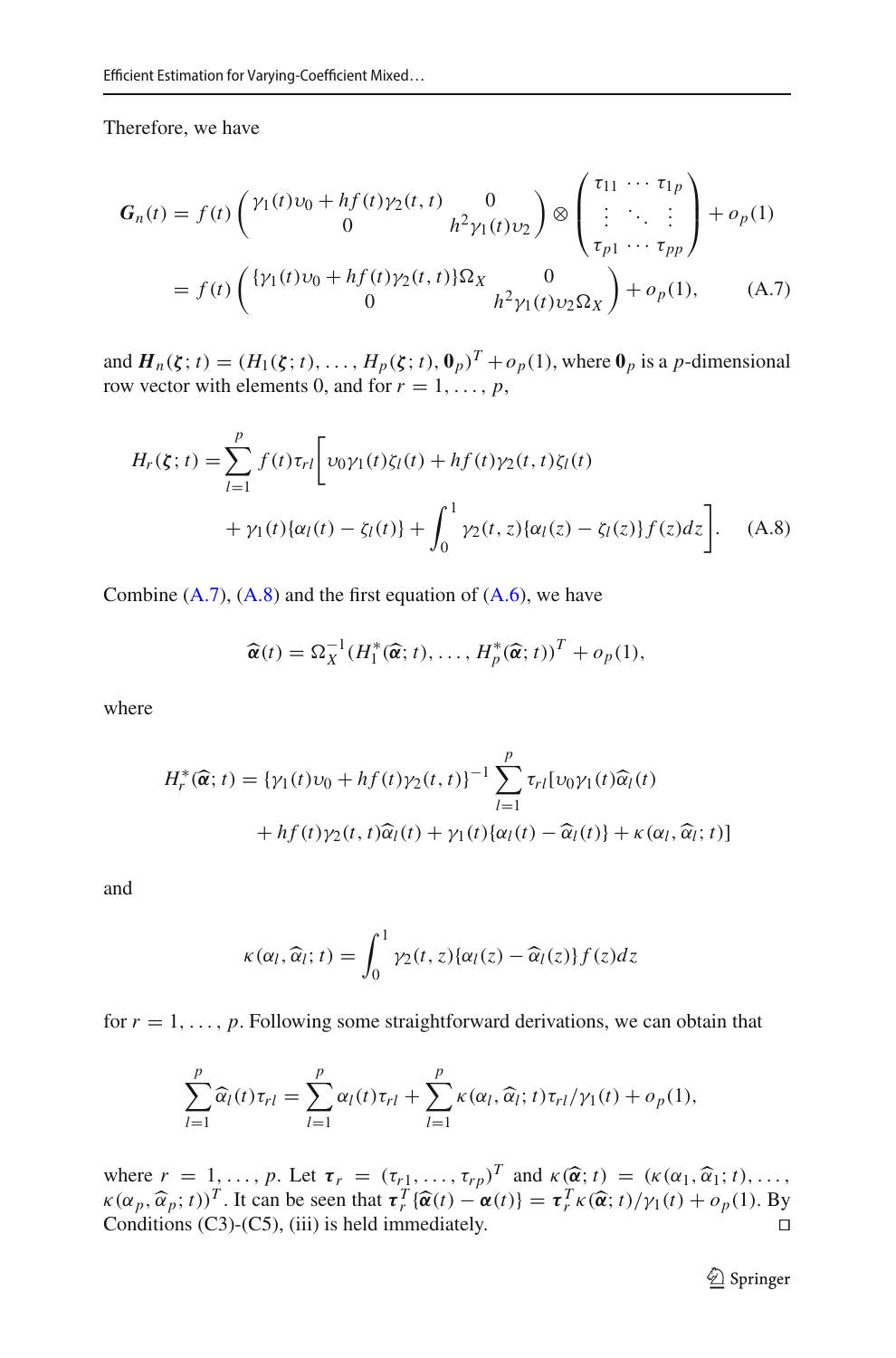Therefore, we have

$$
\begin{aligned}
\boldsymbol{G}_n(t) &= f(t)\begin{pmatrix} \gamma_1(t)\upsilon_0 + hf(t)\gamma_2(t,t) & 0 \\ 0 & h^2\gamma_1(t)\upsilon_2 \end{pmatrix} \otimes \begin{pmatrix} \tau_{11} & \cdots & \tau_{1p} \\ \vdots & \ddots & \vdots \\ \tau_{p1} & \cdots & \tau_{pp} \end{pmatrix} + o_p(1) \\
&= f(t)\begin{pmatrix} \{\gamma_1(t)\upsilon_0 + hf(t)\gamma_2(t,t)\}\Omega_X & 0 \\ 0 & h^2\gamma_1(t)\upsilon_2\Omega_X \end{pmatrix} + o_p(1), \qquad \text{(A.7)}
\end{aligned}
$$

and $\boldsymbol{H}_n(\boldsymbol{\zeta};t) = (H_1(\boldsymbol{\zeta};t),\ldots,H_p(\boldsymbol{\zeta};t),\mathbf{0}_p)^T + o_p(1)$, where $\mathbf{0}_p$ is a $p$-dimensional row vector with elements 0, and for $r = 1,\ldots,p$,

$$
\begin{aligned}
H_r(\boldsymbol{\zeta};t) = \sum_{l=1}^{p} f(t)\tau_{rl}\Big[ &\upsilon_0\gamma_1(t)\zeta_l(t) + hf(t)\gamma_2(t,t)\zeta_l(t) \\
&+ \gamma_1(t)\{\alpha_l(t) - \zeta_l(t)\} + \int_0^1 \gamma_2(t,z)\{\alpha_l(z) - \zeta_l(z)\}f(z)dz\Big]. \qquad \text{(A.8)}
\end{aligned}
$$

Combine (A.7), (A.8) and the first equation of (A.6), we have

$$
\widehat{\boldsymbol{\alpha}}(t) = \Omega_X^{-1}(H_1^*(\widehat{\boldsymbol{\alpha}};t),\ldots,H_p^*(\widehat{\boldsymbol{\alpha}};t))^T + o_p(1),
$$

where

$$
\begin{aligned}
H_r^*(\widehat{\boldsymbol{\alpha}};t) = \{\gamma_1(t)\upsilon_0 + hf(t)\gamma_2(t,t)\}^{-1}\sum_{l=1}^{p}\tau_{rl}[&\upsilon_0\gamma_1(t)\widehat{\alpha}_l(t) \\
&+ hf(t)\gamma_2(t,t)\widehat{\alpha}_l(t) + \gamma_1(t)\{\alpha_l(t) - \widehat{\alpha}_l(t)\} + \kappa(\alpha_l,\widehat{\alpha}_l;t)]
\end{aligned}
$$

and

$$
\kappa(\alpha_l,\widehat{\alpha}_l;t) = \int_0^1 \gamma_2(t,z)\{\alpha_l(z) - \widehat{\alpha}_l(z)\}f(z)dz
$$

for $r = 1,\ldots,p$. Following some straightforward derivations, we can obtain that

$$
\sum_{l=1}^{p}\widehat{\alpha}_l(t)\tau_{rl} = \sum_{l=1}^{p}\alpha_l(t)\tau_{rl} + \sum_{l=1}^{p}\kappa(\alpha_l,\widehat{\alpha}_l;t)\tau_{rl}/\gamma_1(t) + o_p(1),
$$

where $r = 1,\ldots,p$. Let $\boldsymbol{\tau}_r = (\tau_{r1},\ldots,\tau_{rp})^T$ and $\kappa(\widehat{\boldsymbol{\alpha}};t) = (\kappa(\alpha_1,\widehat{\alpha}_1;t),\ldots,\kappa(\alpha_p,\widehat{\alpha}_p;t))^T$. It can be seen that $\boldsymbol{\tau}_r^T\{\widehat{\boldsymbol{\alpha}}(t) - \boldsymbol{\alpha}(t)\} = \boldsymbol{\tau}_r^T\kappa(\widehat{\boldsymbol{\alpha}};t)/\gamma_1(t) + o_p(1)$. By Conditions (C3)-(C5), (iii) is held immediately. □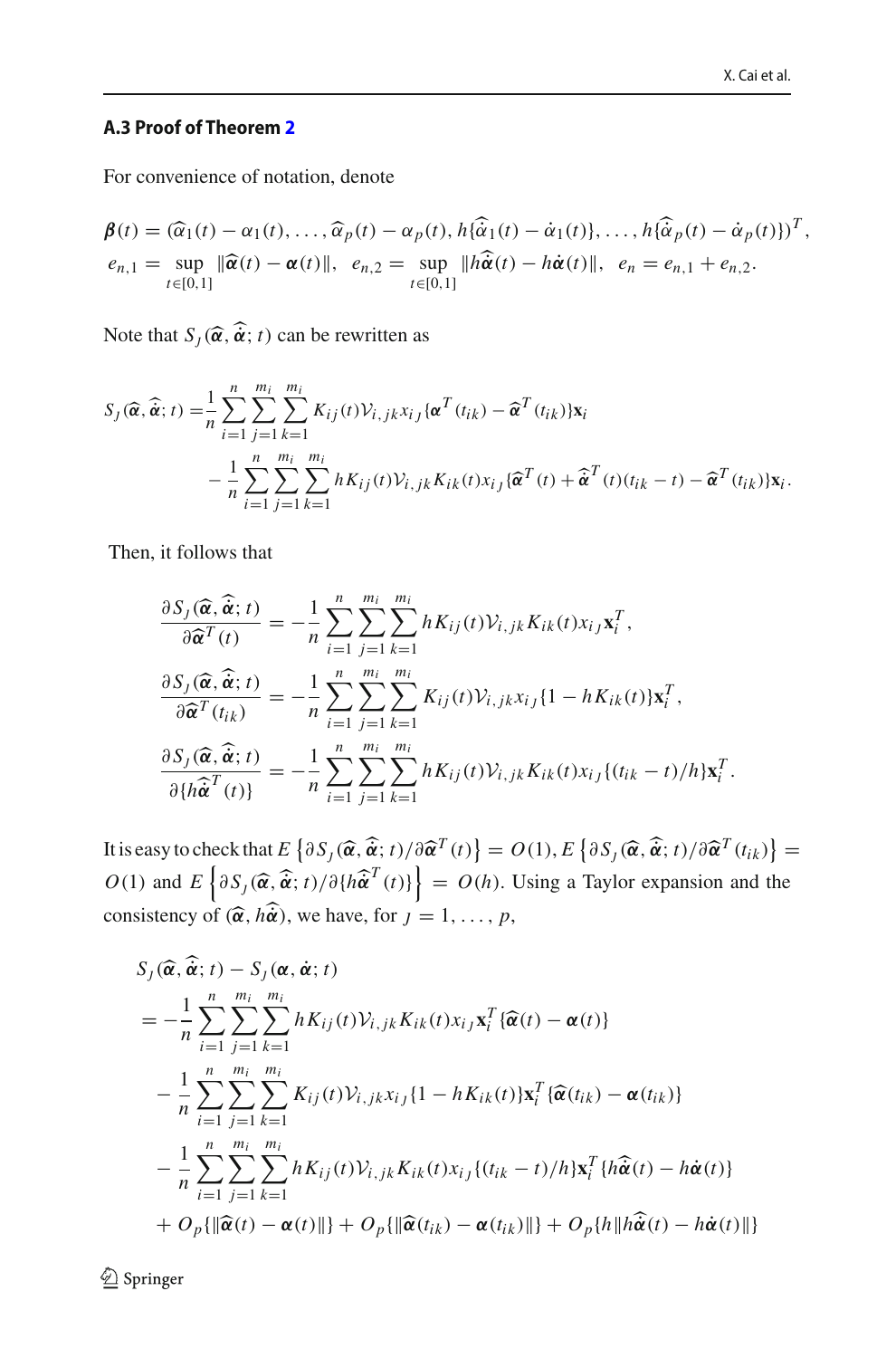### A.3 Proof of Theorem 2

For convenience of notation, denote

$$
\boldsymbol{\beta}(t) = (\widehat{\alpha}_1(t) - \alpha_1(t), \ldots, \widehat{\alpha}_p(t) - \alpha_p(t), h\{\widehat{\dot{\alpha}}_1(t) - \dot{\alpha}_1(t)\}, \ldots, h\{\widehat{\dot{\alpha}}_p(t) - \dot{\alpha}_p(t)\})^T,
$$
$$
e_{n,1} = \sup_{t\in[0,1]} \|\widehat{\boldsymbol{\alpha}}(t) - \boldsymbol{\alpha}(t)\|, \ \ e_{n,2} = \sup_{t\in[0,1]} \|h\widehat{\dot{\boldsymbol{\alpha}}}(t) - h\dot{\boldsymbol{\alpha}}(t)\|, \ \ e_n = e_{n,1} + e_{n,2}.
$$

Note that $S_J(\widehat{\boldsymbol{\alpha}}, \widehat{\dot{\boldsymbol{\alpha}}}; t)$ can be rewritten as

$$
\begin{aligned}
S_J(\widehat{\boldsymbol{\alpha}}, \widehat{\dot{\boldsymbol{\alpha}}}; t) =& \frac{1}{n}\sum_{i=1}^{n}\sum_{j=1}^{m_i}\sum_{k=1}^{m_i} K_{ij}(t)\mathcal{V}_{i,jk} x_{iJ}\{\boldsymbol{\alpha}^T(t_{ik}) - \widehat{\boldsymbol{\alpha}}^T(t_{ik})\}\mathbf{x}_i \\
&- \frac{1}{n}\sum_{i=1}^{n}\sum_{j=1}^{m_i}\sum_{k=1}^{m_i} hK_{ij}(t)\mathcal{V}_{i,jk}K_{ik}(t)x_{iJ}\{\widehat{\boldsymbol{\alpha}}^T(t) + \widehat{\dot{\boldsymbol{\alpha}}}^T(t)(t_{ik}-t) - \widehat{\boldsymbol{\alpha}}^T(t_{ik})\}\mathbf{x}_i.
\end{aligned}
$$

Then, it follows that

$$
\begin{aligned}
\frac{\partial S_J(\widehat{\boldsymbol{\alpha}}, \widehat{\dot{\boldsymbol{\alpha}}}; t)}{\partial \widehat{\boldsymbol{\alpha}}^T(t)} &= -\frac{1}{n}\sum_{i=1}^{n}\sum_{j=1}^{m_i}\sum_{k=1}^{m_i} hK_{ij}(t)\mathcal{V}_{i,jk}K_{ik}(t)x_{iJ}\mathbf{x}_i^T, \\
\frac{\partial S_J(\widehat{\boldsymbol{\alpha}}, \widehat{\dot{\boldsymbol{\alpha}}}; t)}{\partial \widehat{\boldsymbol{\alpha}}^T(t_{ik})} &= -\frac{1}{n}\sum_{i=1}^{n}\sum_{j=1}^{m_i}\sum_{k=1}^{m_i} K_{ij}(t)\mathcal{V}_{i,jk}x_{iJ}\{1 - hK_{ik}(t)\}\mathbf{x}_i^T, \\
\frac{\partial S_J(\widehat{\boldsymbol{\alpha}}, \widehat{\dot{\boldsymbol{\alpha}}}; t)}{\partial \{h\widehat{\dot{\boldsymbol{\alpha}}}^T(t)\}} &= -\frac{1}{n}\sum_{i=1}^{n}\sum_{j=1}^{m_i}\sum_{k=1}^{m_i} hK_{ij}(t)\mathcal{V}_{i,jk}K_{ik}(t)x_{iJ}\{(t_{ik}-t)/h\}\mathbf{x}_i^T.
\end{aligned}
$$

It is easy to check that $E\left\{\partial S_J(\widehat{\boldsymbol{\alpha}}, \widehat{\dot{\boldsymbol{\alpha}}}; t)/\partial\widehat{\boldsymbol{\alpha}}^T(t)\right\} = O(1)$, $E\left\{\partial S_J(\widehat{\boldsymbol{\alpha}}, \widehat{\dot{\boldsymbol{\alpha}}}; t)/\partial\widehat{\boldsymbol{\alpha}}^T(t_{ik})\right\} = O(1)$ and $E\left\{\partial S_J(\widehat{\boldsymbol{\alpha}}, \widehat{\dot{\boldsymbol{\alpha}}}; t)/\partial\{h\widehat{\dot{\boldsymbol{\alpha}}}^T(t)\}\right\} = O(h)$. Using a Taylor expansion and the consistency of $(\widehat{\boldsymbol{\alpha}}, h\widehat{\dot{\boldsymbol{\alpha}}})$, we have, for $J = 1, \ldots, p$,

$$
\begin{aligned}
&S_J(\widehat{\boldsymbol{\alpha}}, \widehat{\dot{\boldsymbol{\alpha}}}; t) - S_J(\boldsymbol{\alpha}, \dot{\boldsymbol{\alpha}}; t) \\
&= -\frac{1}{n}\sum_{i=1}^{n}\sum_{j=1}^{m_i}\sum_{k=1}^{m_i} hK_{ij}(t)\mathcal{V}_{i,jk}K_{ik}(t)x_{iJ}\mathbf{x}_i^T\{\widehat{\boldsymbol{\alpha}}(t) - \boldsymbol{\alpha}(t)\} \\
&\quad - \frac{1}{n}\sum_{i=1}^{n}\sum_{j=1}^{m_i}\sum_{k=1}^{m_i} K_{ij}(t)\mathcal{V}_{i,jk}x_{iJ}\{1 - hK_{ik}(t)\}\mathbf{x}_i^T\{\widehat{\boldsymbol{\alpha}}(t_{ik}) - \boldsymbol{\alpha}(t_{ik})\} \\
&\quad - \frac{1}{n}\sum_{i=1}^{n}\sum_{j=1}^{m_i}\sum_{k=1}^{m_i} hK_{ij}(t)\mathcal{V}_{i,jk}K_{ik}(t)x_{iJ}\{(t_{ik}-t)/h\}\mathbf{x}_i^T\{h\widehat{\dot{\boldsymbol{\alpha}}}(t) - h\dot{\boldsymbol{\alpha}}(t)\} \\
&\quad + O_p\{\|\widehat{\boldsymbol{\alpha}}(t) - \boldsymbol{\alpha}(t)\|\} + O_p\{\|\widehat{\boldsymbol{\alpha}}(t_{ik}) - \boldsymbol{\alpha}(t_{ik})\|\} + O_p\{h\|h\widehat{\dot{\boldsymbol{\alpha}}}(t) - h\dot{\boldsymbol{\alpha}}(t)\|\}
\end{aligned}
$$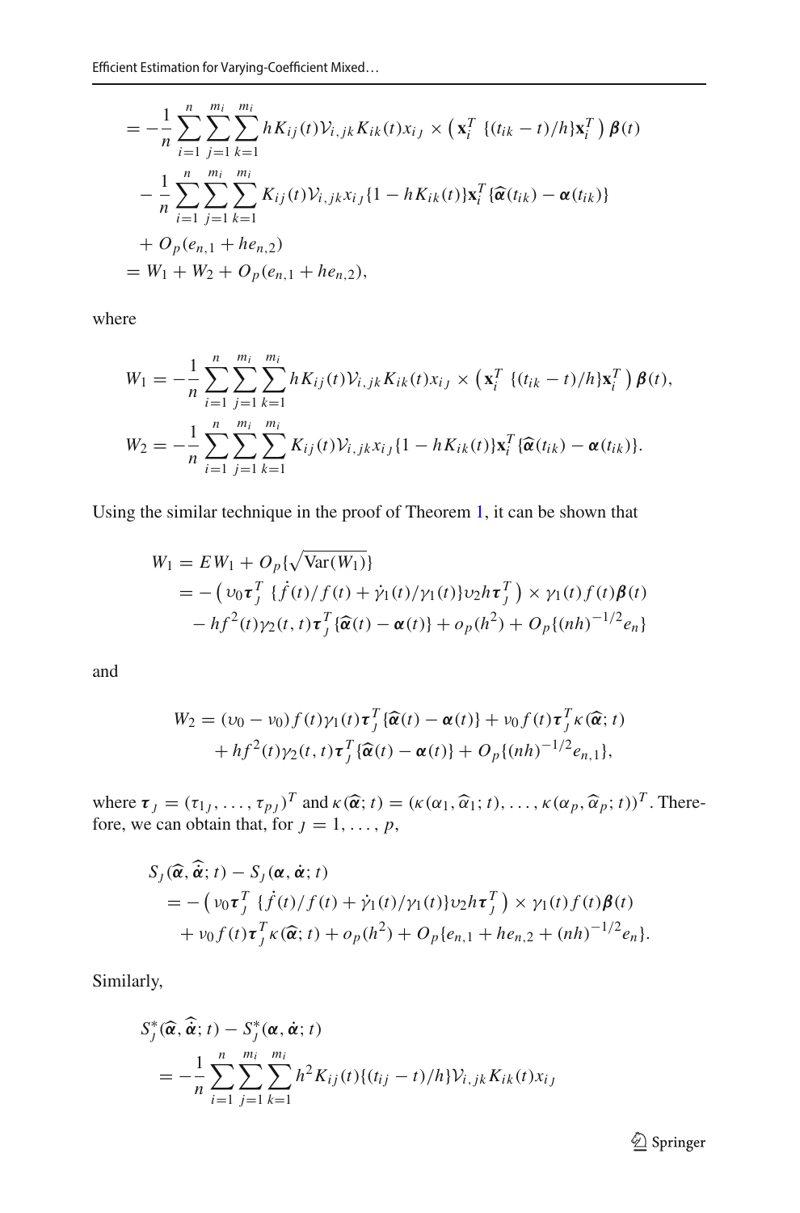$$
\begin{aligned}
&= -\frac{1}{n}\sum_{i=1}^{n}\sum_{j=1}^{m_i}\sum_{k=1}^{m_i} hK_{ij}(t)\mathcal{V}_{i,jk}K_{ik}(t)x_{i\jmath} \times \left(\mathbf{x}_i^T\ \{(t_{ik}-t)/h\}\mathbf{x}_i^T\right)\boldsymbol{\beta}(t) \\
&\quad - \frac{1}{n}\sum_{i=1}^{n}\sum_{j=1}^{m_i}\sum_{k=1}^{m_i} K_{ij}(t)\mathcal{V}_{i,jk}x_{i\jmath}\{1-hK_{ik}(t)\}\mathbf{x}_i^T\{\widehat{\boldsymbol{\alpha}}(t_{ik})-\boldsymbol{\alpha}(t_{ik})\} \\
&\quad + O_p(e_{n,1}+he_{n,2}) \\
&= W_1 + W_2 + O_p(e_{n,1}+he_{n,2}),
\end{aligned}
$$

where

$$
\begin{aligned}
W_1 &= -\frac{1}{n}\sum_{i=1}^{n}\sum_{j=1}^{m_i}\sum_{k=1}^{m_i} hK_{ij}(t)\mathcal{V}_{i,jk}K_{ik}(t)x_{i\jmath} \times \left(\mathbf{x}_i^T\ \{(t_{ik}-t)/h\}\mathbf{x}_i^T\right)\boldsymbol{\beta}(t), \\
W_2 &= -\frac{1}{n}\sum_{i=1}^{n}\sum_{j=1}^{m_i}\sum_{k=1}^{m_i} K_{ij}(t)\mathcal{V}_{i,jk}x_{i\jmath}\{1-hK_{ik}(t)\}\mathbf{x}_i^T\{\widehat{\boldsymbol{\alpha}}(t_{ik})-\boldsymbol{\alpha}(t_{ik})\}.
\end{aligned}
$$

Using the similar technique in the proof of Theorem 1, it can be shown that

$$
\begin{aligned}
W_1 &= EW_1 + O_p\{\sqrt{\mathrm{Var}(W_1)}\} \\
&= -\left(\upsilon_0\boldsymbol{\tau}_\jmath^T\ \{\dot{f}(t)/f(t)+\dot{\gamma}_1(t)/\gamma_1(t)\}\upsilon_2 h\boldsymbol{\tau}_\jmath^T\right) \times \gamma_1(t)f(t)\boldsymbol{\beta}(t) \\
&\quad - hf^2(t)\gamma_2(t,t)\boldsymbol{\tau}_\jmath^T\{\widehat{\boldsymbol{\alpha}}(t)-\boldsymbol{\alpha}(t)\} + o_p(h^2) + O_p\{(nh)^{-1/2}e_n\}
\end{aligned}
$$

and

$$
\begin{aligned}
W_2 &= (\upsilon_0-\nu_0)f(t)\gamma_1(t)\boldsymbol{\tau}_\jmath^T\{\widehat{\boldsymbol{\alpha}}(t)-\boldsymbol{\alpha}(t)\} + \nu_0 f(t)\boldsymbol{\tau}_\jmath^T\kappa(\widehat{\boldsymbol{\alpha}};t) \\
&\quad + hf^2(t)\gamma_2(t,t)\boldsymbol{\tau}_\jmath^T\{\widehat{\boldsymbol{\alpha}}(t)-\boldsymbol{\alpha}(t)\} + O_p\{(nh)^{-1/2}e_{n,1}\},
\end{aligned}
$$

where $\boldsymbol{\tau}_\jmath = (\tau_{1\jmath},\ldots,\tau_{p\jmath})^T$ and $\kappa(\widehat{\boldsymbol{\alpha}};t) = (\kappa(\alpha_1,\widehat{\alpha}_1;t),\ldots,\kappa(\alpha_p,\widehat{\alpha}_p;t))^T$. Therefore, we can obtain that, for $\jmath = 1,\ldots,p$,

$$
\begin{aligned}
&S_\jmath(\widehat{\boldsymbol{\alpha}},\widehat{\dot{\boldsymbol{\alpha}}};t) - S_\jmath(\boldsymbol{\alpha},\dot{\boldsymbol{\alpha}};t) \\
&\quad = -\left(\nu_0\boldsymbol{\tau}_\jmath^T\ \{\dot{f}(t)/f(t)+\dot{\gamma}_1(t)/\gamma_1(t)\}\upsilon_2 h\boldsymbol{\tau}_\jmath^T\right) \times \gamma_1(t)f(t)\boldsymbol{\beta}(t) \\
&\qquad + \nu_0 f(t)\boldsymbol{\tau}_\jmath^T\kappa(\widehat{\boldsymbol{\alpha}};t) + o_p(h^2) + O_p\{e_{n,1}+he_{n,2}+(nh)^{-1/2}e_n\}.
\end{aligned}
$$

Similarly,

$$
\begin{aligned}
&S_\jmath^*(\widehat{\boldsymbol{\alpha}},\widehat{\dot{\boldsymbol{\alpha}}};t) - S_\jmath^*(\boldsymbol{\alpha},\dot{\boldsymbol{\alpha}};t) \\
&\quad = -\frac{1}{n}\sum_{i=1}^{n}\sum_{j=1}^{m_i}\sum_{k=1}^{m_i} h^2K_{ij}(t)\{(t_{ij}-t)/h\}\mathcal{V}_{i,jk}K_{ik}(t)x_{i\jmath}
\end{aligned}
$$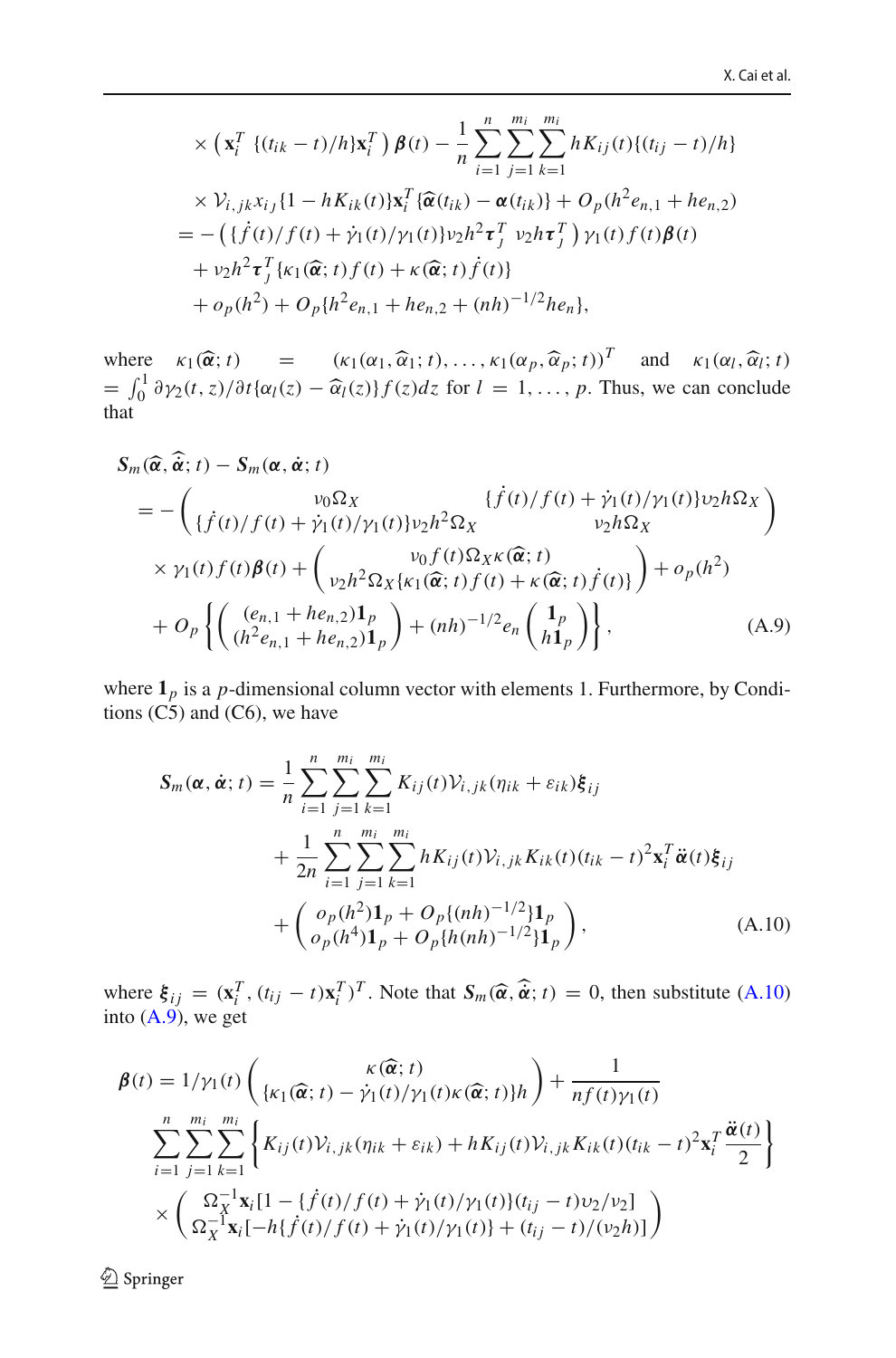$$
\begin{aligned}
&\times \left( \mathbf{x}_i^T \{(t_{ik}-t)/h\}\mathbf{x}_i^T \right) \boldsymbol{\beta}(t) - \frac{1}{n}\sum_{i=1}^{n}\sum_{j=1}^{m_i}\sum_{k=1}^{m_i} hK_{ij}(t)\{(t_{ij}-t)/h\} \\
&\times \mathcal{V}_{i,jk} x_{iJ}\{1-hK_{ik}(t)\}\mathbf{x}_i^T\{\widehat{\boldsymbol{\alpha}}(t_{ik})-\boldsymbol{\alpha}(t_{ik})\} + O_p(h^2 e_{n,1} + he_{n,2}) \\
&= -\left( \{\dot{f}(t)/f(t)+\dot{\gamma}_1(t)/\gamma_1(t)\}\nu_2 h^2 \boldsymbol{\tau}_J^T \ \ \nu_2 h \boldsymbol{\tau}_J^T \right) \gamma_1(t) f(t) \boldsymbol{\beta}(t) \\
&\quad + \nu_2 h^2 \boldsymbol{\tau}_J^T \{\kappa_1(\widehat{\boldsymbol{\alpha}};t) f(t) + \kappa(\widehat{\boldsymbol{\alpha}};t)\dot{f}(t)\} \\
&\quad + o_p(h^2) + O_p\{h^2 e_{n,1} + he_{n,2} + (nh)^{-1/2} he_n\},
\end{aligned}
$$

where $\kappa_1(\widehat{\boldsymbol{\alpha}};t) = (\kappa_1(\alpha_1,\widehat{\alpha}_1;t),\ldots,\kappa_1(\alpha_p,\widehat{\alpha}_p;t))^T$ and $\kappa_1(\alpha_l,\widehat{\alpha}_l;t) = \int_0^1 \partial\gamma_2(t,z)/\partial t\{\alpha_l(z)-\widehat{\alpha}_l(z)\}f(z)dz$ for $l=1,\ldots,p$. Thus, we can conclude that

$$
\begin{aligned}
&\boldsymbol{S}_m(\widehat{\boldsymbol{\alpha}},\widehat{\dot{\boldsymbol{\alpha}}};t) - \boldsymbol{S}_m(\boldsymbol{\alpha},\dot{\boldsymbol{\alpha}};t) \\
&= -\begin{pmatrix} \nu_0\Omega_X & \{\dot{f}(t)/f(t)+\dot{\gamma}_1(t)/\gamma_1(t)\}\upsilon_2 h\Omega_X \\ \{\dot{f}(t)/f(t)+\dot{\gamma}_1(t)/\gamma_1(t)\}\nu_2 h^2\Omega_X & \nu_2 h\Omega_X \end{pmatrix} \\
&\quad \times \gamma_1(t) f(t)\boldsymbol{\beta}(t) + \begin{pmatrix} \nu_0 f(t)\Omega_X\kappa(\widehat{\boldsymbol{\alpha}};t) \\ \nu_2 h^2\Omega_X\{\kappa_1(\widehat{\boldsymbol{\alpha}};t)f(t)+\kappa(\widehat{\boldsymbol{\alpha}};t)\dot{f}(t)\} \end{pmatrix} + o_p(h^2) \\
&\quad + O_p\left\{ \begin{pmatrix} (e_{n,1}+he_{n,2})\mathbf{1}_p \\ (h^2 e_{n,1}+he_{n,2})\mathbf{1}_p \end{pmatrix} + (nh)^{-1/2} e_n \begin{pmatrix} \mathbf{1}_p \\ h\mathbf{1}_p \end{pmatrix} \right\}, \qquad \text{(A.9)}
\end{aligned}
$$

where $\mathbf{1}_p$ is a $p$-dimensional column vector with elements 1. Furthermore, by Conditions (C5) and (C6), we have

$$
\begin{aligned}
\boldsymbol{S}_m(\boldsymbol{\alpha},\dot{\boldsymbol{\alpha}};t) &= \frac{1}{n}\sum_{i=1}^{n}\sum_{j=1}^{m_i}\sum_{k=1}^{m_i} K_{ij}(t)\mathcal{V}_{i,jk}(\eta_{ik}+\varepsilon_{ik})\boldsymbol{\xi}_{ij} \\
&\quad + \frac{1}{2n}\sum_{i=1}^{n}\sum_{j=1}^{m_i}\sum_{k=1}^{m_i} hK_{ij}(t)\mathcal{V}_{i,jk}K_{ik}(t)(t_{ik}-t)^2\mathbf{x}_i^T\ddot{\boldsymbol{\alpha}}(t)\boldsymbol{\xi}_{ij} \\
&\quad + \begin{pmatrix} o_p(h^2)\mathbf{1}_p + O_p\{(nh)^{-1/2}\}\mathbf{1}_p \\ o_p(h^4)\mathbf{1}_p + O_p\{h(nh)^{-1/2}\}\mathbf{1}_p \end{pmatrix}, \qquad \text{(A.10)}
\end{aligned}
$$

where $\boldsymbol{\xi}_{ij} = (\mathbf{x}_i^T, (t_{ij}-t)\mathbf{x}_i^T)^T$. Note that $\boldsymbol{S}_m(\widehat{\boldsymbol{\alpha}},\widehat{\dot{\boldsymbol{\alpha}}};t)=0$, then substitute (A.10) into (A.9), we get

$$
\begin{aligned}
\boldsymbol{\beta}(t) &= 1/\gamma_1(t)\begin{pmatrix} \kappa(\widehat{\boldsymbol{\alpha}};t) \\ \{\kappa_1(\widehat{\boldsymbol{\alpha}};t) - \dot{\gamma}_1(t)/\gamma_1(t)\kappa(\widehat{\boldsymbol{\alpha}};t)\}h \end{pmatrix} + \frac{1}{nf(t)\gamma_1(t)} \\
&\quad \sum_{i=1}^{n}\sum_{j=1}^{m_i}\sum_{k=1}^{m_i}\left\{ K_{ij}(t)\mathcal{V}_{i,jk}(\eta_{ik}+\varepsilon_{ik}) + hK_{ij}(t)\mathcal{V}_{i,jk}K_{ik}(t)(t_{ik}-t)^2\mathbf{x}_i^T\frac{\ddot{\boldsymbol{\alpha}}(t)}{2} \right\} \\
&\quad \times \begin{pmatrix} \Omega_X^{-1}\mathbf{x}_i[1-\{\dot{f}(t)/f(t)+\dot{\gamma}_1(t)/\gamma_1(t)\}(t_{ij}-t)\upsilon_2/\nu_2] \\ \Omega_X^{-1}\mathbf{x}_i[-h\{\dot{f}(t)/f(t)+\dot{\gamma}_1(t)/\gamma_1(t)\}+(t_{ij}-t)/(\nu_2 h)] \end{pmatrix}
\end{aligned}
$$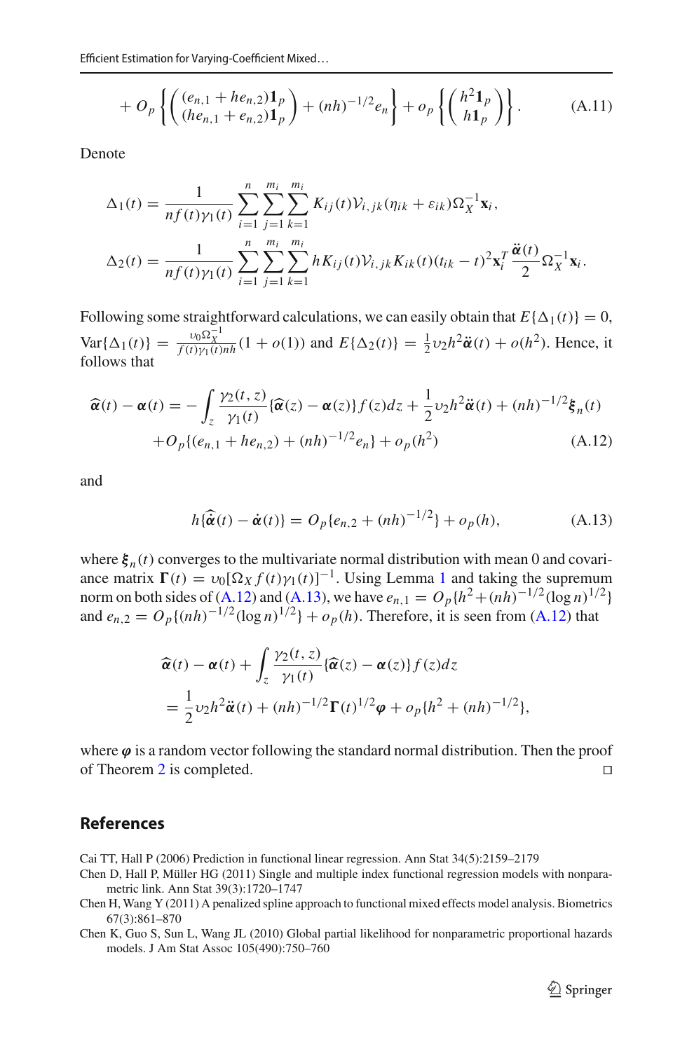$$+ O_p\left\{\begin{pmatrix} (e_{n,1}+he_{n,2})\mathbf{1}_p \\ (he_{n,1}+e_{n,2})\mathbf{1}_p \end{pmatrix} + (nh)^{-1/2}e_n\right\} + o_p\left\{\begin{pmatrix} h^2\mathbf{1}_p \\ h\mathbf{1}_p \end{pmatrix}\right\}. \tag{A.11}$$

Denote

$$\Delta_1(t) = \frac{1}{nf(t)\gamma_1(t)}\sum_{i=1}^{n}\sum_{j=1}^{m_i}\sum_{k=1}^{m_i} K_{ij}(t)\mathcal{V}_{i,jk}(\eta_{ik}+\varepsilon_{ik})\Omega_X^{-1}\mathbf{x}_i,$$

$$\Delta_2(t) = \frac{1}{nf(t)\gamma_1(t)}\sum_{i=1}^{n}\sum_{j=1}^{m_i}\sum_{k=1}^{m_i} hK_{ij}(t)\mathcal{V}_{i,jk}K_{ik}(t)(t_{ik}-t)^2\mathbf{x}_i^T\frac{\ddot{\boldsymbol{\alpha}}(t)}{2}\Omega_X^{-1}\mathbf{x}_i.$$

Following some straightforward calculations, we can easily obtain that $E\{\Delta_1(t)\} = 0$, $\text{Var}\{\Delta_1(t)\} = \frac{\upsilon_0\Omega_X^{-1}}{f(t)\gamma_1(t)nh}(1+o(1))$ and $E\{\Delta_2(t)\} = \frac{1}{2}\upsilon_2 h^2\ddot{\boldsymbol{\alpha}}(t) + o(h^2)$. Hence, it follows that

$$\widehat{\boldsymbol{\alpha}}(t) - \boldsymbol{\alpha}(t) = -\int_z \frac{\gamma_2(t,z)}{\gamma_1(t)}\{\widehat{\boldsymbol{\alpha}}(z)-\boldsymbol{\alpha}(z)\}f(z)dz + \frac{1}{2}\upsilon_2 h^2\ddot{\boldsymbol{\alpha}}(t) + (nh)^{-1/2}\boldsymbol{\xi}_n(t)$$
$$+ O_p\{(e_{n,1}+he_{n,2}) + (nh)^{-1/2}e_n\} + o_p(h^2) \tag{A.12}$$

and

$$h\{\widehat{\dot{\boldsymbol{\alpha}}}(t) - \dot{\boldsymbol{\alpha}}(t)\} = O_p\{e_{n,2} + (nh)^{-1/2}\} + o_p(h), \tag{A.13}$$

where $\boldsymbol{\xi}_n(t)$ converges to the multivariate normal distribution with mean 0 and covariance matrix $\boldsymbol{\Gamma}(t) = \upsilon_0[\Omega_X f(t)\gamma_1(t)]^{-1}$. Using Lemma 1 and taking the supremum norm on both sides of (A.12) and (A.13), we have $e_{n,1} = O_p\{h^2 + (nh)^{-1/2}(\log n)^{1/2}\}$ and $e_{n,2} = O_p\{(nh)^{-1/2}(\log n)^{1/2}\} + o_p(h)$. Therefore, it is seen from (A.12) that

$$\widehat{\boldsymbol{\alpha}}(t) - \boldsymbol{\alpha}(t) + \int_z \frac{\gamma_2(t,z)}{\gamma_1(t)}\{\widehat{\boldsymbol{\alpha}}(z)-\boldsymbol{\alpha}(z)\}f(z)dz$$
$$= \frac{1}{2}\upsilon_2 h^2\ddot{\boldsymbol{\alpha}}(t) + (nh)^{-1/2}\boldsymbol{\Gamma}(t)^{1/2}\boldsymbol{\varphi} + o_p\{h^2 + (nh)^{-1/2}\},$$

where $\boldsymbol{\varphi}$ is a random vector following the standard normal distribution. Then the proof of Theorem 2 is completed. □

## References

Cai TT, Hall P (2006) Prediction in functional linear regression. Ann Stat 34(5):2159–2179

Chen D, Hall P, Müller HG (2011) Single and multiple index functional regression models with nonparametric link. Ann Stat 39(3):1720–1747

Chen H, Wang Y (2011) A penalized spline approach to functional mixed effects model analysis. Biometrics 67(3):861–870

Chen K, Guo S, Sun L, Wang JL (2010) Global partial likelihood for nonparametric proportional hazards models. J Am Stat Assoc 105(490):750–760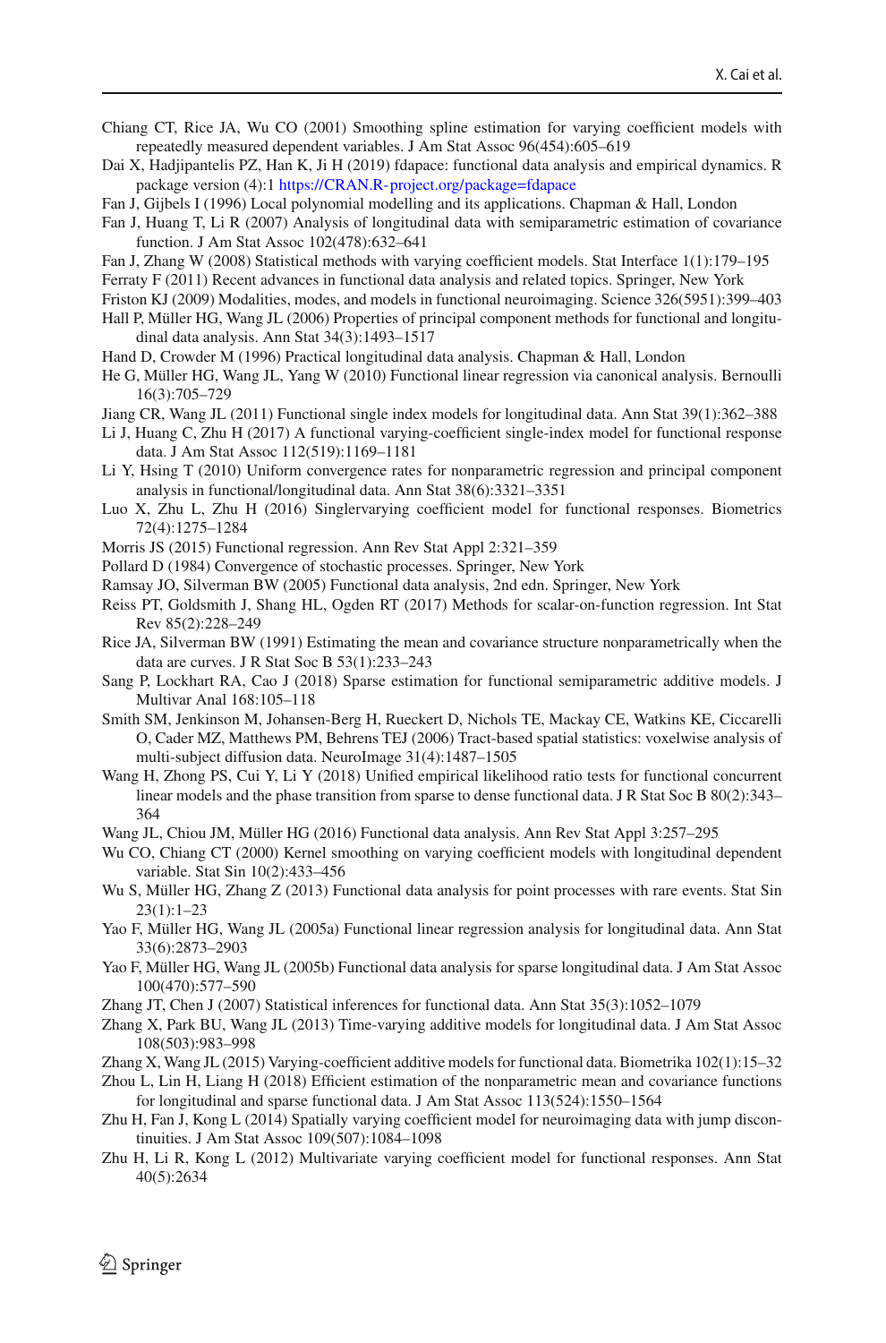Chiang CT, Rice JA, Wu CO (2001) Smoothing spline estimation for varying coefficient models with repeatedly measured dependent variables. J Am Stat Assoc 96(454):605–619

Dai X, Hadjipantelis PZ, Han K, Ji H (2019) fdapace: functional data analysis and empirical dynamics. R package version (4):1 https://CRAN.R-project.org/package=fdapace

Fan J, Gijbels I (1996) Local polynomial modelling and its applications. Chapman & Hall, London

Fan J, Huang T, Li R (2007) Analysis of longitudinal data with semiparametric estimation of covariance function. J Am Stat Assoc 102(478):632–641

Fan J, Zhang W (2008) Statistical methods with varying coefficient models. Stat Interface 1(1):179–195

Ferraty F (2011) Recent advances in functional data analysis and related topics. Springer, New York

Friston KJ (2009) Modalities, modes, and models in functional neuroimaging. Science 326(5951):399–403

Hall P, Müller HG, Wang JL (2006) Properties of principal component methods for functional and longitudinal data analysis. Ann Stat 34(3):1493–1517

Hand D, Crowder M (1996) Practical longitudinal data analysis. Chapman & Hall, London

He G, Müller HG, Wang JL, Yang W (2010) Functional linear regression via canonical analysis. Bernoulli 16(3):705–729

Jiang CR, Wang JL (2011) Functional single index models for longitudinal data. Ann Stat 39(1):362–388

Li J, Huang C, Zhu H (2017) A functional varying-coefficient single-index model for functional response data. J Am Stat Assoc 112(519):1169–1181

Li Y, Hsing T (2010) Uniform convergence rates for nonparametric regression and principal component analysis in functional/longitudinal data. Ann Stat 38(6):3321–3351

Luo X, Zhu L, Zhu H (2016) Singlervarying coefficient model for functional responses. Biometrics 72(4):1275–1284

Morris JS (2015) Functional regression. Ann Rev Stat Appl 2:321–359

Pollard D (1984) Convergence of stochastic processes. Springer, New York

Ramsay JO, Silverman BW (2005) Functional data analysis, 2nd edn. Springer, New York

Reiss PT, Goldsmith J, Shang HL, Ogden RT (2017) Methods for scalar-on-function regression. Int Stat Rev 85(2):228–249

Rice JA, Silverman BW (1991) Estimating the mean and covariance structure nonparametrically when the data are curves. J R Stat Soc B 53(1):233–243

Sang P, Lockhart RA, Cao J (2018) Sparse estimation for functional semiparametric additive models. J Multivar Anal 168:105–118

Smith SM, Jenkinson M, Johansen-Berg H, Rueckert D, Nichols TE, Mackay CE, Watkins KE, Ciccarelli O, Cader MZ, Matthews PM, Behrens TEJ (2006) Tract-based spatial statistics: voxelwise analysis of multi-subject diffusion data. NeuroImage 31(4):1487–1505

Wang H, Zhong PS, Cui Y, Li Y (2018) Unified empirical likelihood ratio tests for functional concurrent linear models and the phase transition from sparse to dense functional data. J R Stat Soc B 80(2):343–364

Wang JL, Chiou JM, Müller HG (2016) Functional data analysis. Ann Rev Stat Appl 3:257–295

Wu CO, Chiang CT (2000) Kernel smoothing on varying coefficient models with longitudinal dependent variable. Stat Sin 10(2):433–456

Wu S, Müller HG, Zhang Z (2013) Functional data analysis for point processes with rare events. Stat Sin 23(1):1–23

Yao F, Müller HG, Wang JL (2005a) Functional linear regression analysis for longitudinal data. Ann Stat 33(6):2873–2903

Yao F, Müller HG, Wang JL (2005b) Functional data analysis for sparse longitudinal data. J Am Stat Assoc 100(470):577–590

Zhang JT, Chen J (2007) Statistical inferences for functional data. Ann Stat 35(3):1052–1079

Zhang X, Park BU, Wang JL (2013) Time-varying additive models for longitudinal data. J Am Stat Assoc 108(503):983–998

Zhang X, Wang JL (2015) Varying-coefficient additive models for functional data. Biometrika 102(1):15–32

Zhou L, Lin H, Liang H (2018) Efficient estimation of the nonparametric mean and covariance functions for longitudinal and sparse functional data. J Am Stat Assoc 113(524):1550–1564

Zhu H, Fan J, Kong L (2014) Spatially varying coefficient model for neuroimaging data with jump discontinuities. J Am Stat Assoc 109(507):1084–1098

Zhu H, Li R, Kong L (2012) Multivariate varying coefficient model for functional responses. Ann Stat 40(5):2634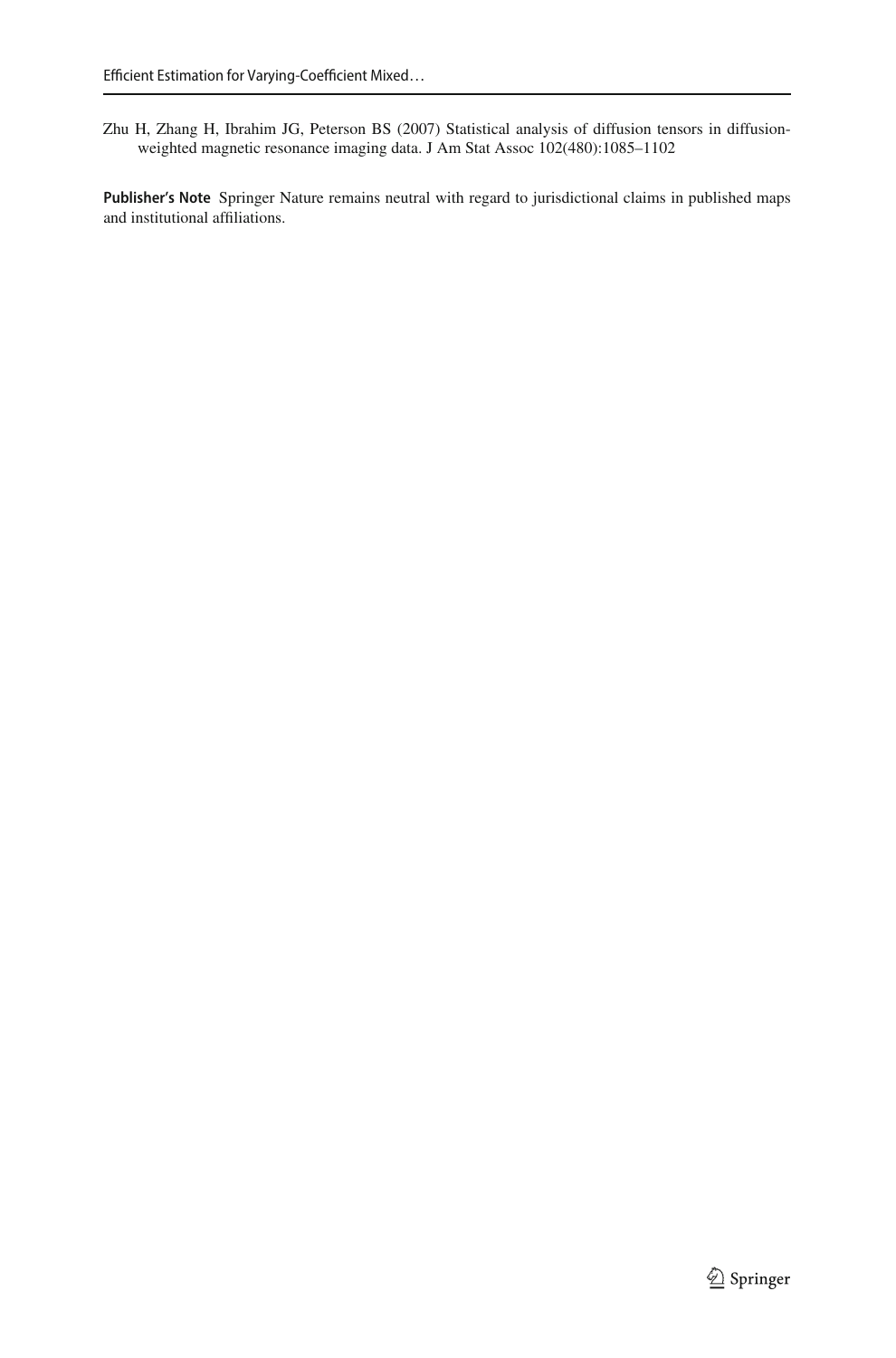Zhu H, Zhang H, Ibrahim JG, Peterson BS (2007) Statistical analysis of diffusion tensors in diffusion-weighted magnetic resonance imaging data. J Am Stat Assoc 102(480):1085–1102

**Publisher's Note** Springer Nature remains neutral with regard to jurisdictional claims in published maps and institutional affiliations.